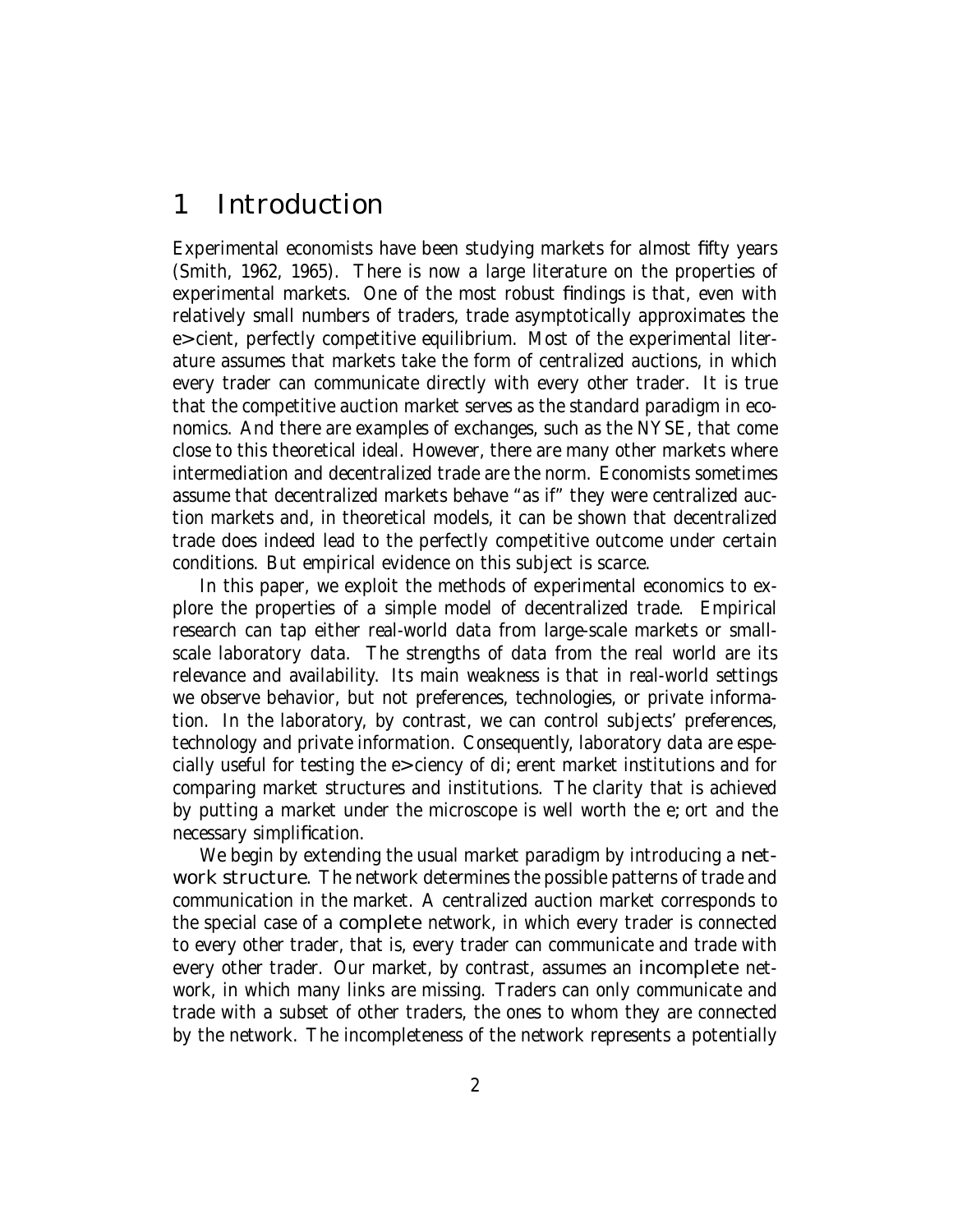# 1 Introduction

Experimental economists have been studying markets for almost fifty years (Smith, 1962, 1965). There is now a large literature on the properties of experimental markets. One of the most robust findings is that, even with relatively small numbers of traders, trade asymptotically approximates the e>cient, perfectly competitive equilibrium. Most of the experimental literature assumes that markets take the form of centralized auctions, in which every trader can communicate directly with every other trader. It is true that the competitive auction market serves as the standard paradigm in economics. And there are examples of exchanges, such as the NYSE, that come close to this theoretical ideal. However, there are many other markets where intermediation and decentralized trade are the norm. Economists sometimes assume that decentralized markets behave "as if" they were centralized auction markets and, in theoretical models, it can be shown that decentralized trade does indeed lead to the perfectly competitive outcome under certain conditions. But empirical evidence on this subject is scarce.

In this paper, we exploit the methods of experimental economics to explore the properties of a simple model of decentralized trade. Empirical research can tap either real-world data from large-scale markets or small-scale laboratory data. The strengths of data from the real world are its relevance and availability. Its main weakness is that in real-world settings we observe behavior, but not preferences, technologies, or private information. In the laboratory, by contrast, we can control subjects' preferences, technology and private information. Consequently, laboratory data are especially useful for testing the e>ciency of di; erent market institutions and for comparing market structures and institutions. The clarity that is achieved by putting a market under the microscope is well worth the e; ort and the necessary simplification.

We begin by extending the usual market paradigm by introducing a *network structure*. The network determines the possible patterns of trade and communication in the market. A centralized auction market corresponds to the special case of a *complete* network, in which every trader is connected to every other trader, that is, every trader can communicate and trade with every other trader. Our market, by contrast, assumes an *incomplete* network, in which many links are missing. Traders can only communicate and trade with a subset of other traders, the ones to whom they are connected by the network. The incompleteness of the network represents a potentially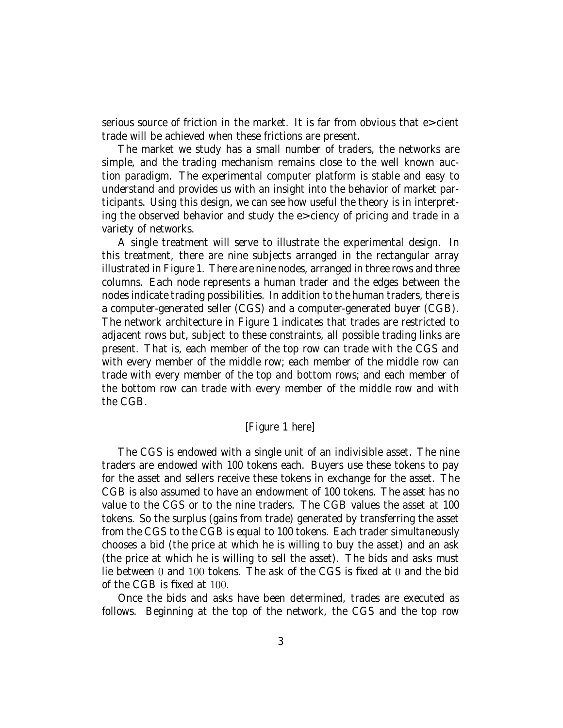serious source of friction in the market. It is far from obvious that efficient trade will be achieved when these frictions are present.

The market we study has a small number of traders, the networks are simple, and the trading mechanism remains close to the well known auction paradigm. The experimental computer platform is stable and easy to understand and provides us with an insight into the behavior of market participants. Using this design, we can see how useful the theory is in interpreting the observed behavior and study the efficiency of pricing and trade in a variety of networks.

A single treatment will serve to illustrate the experimental design. In this treatment, there are nine subjects arranged in the rectangular array illustrated in Figure 1. There are nine nodes, arranged in three rows and three columns. Each node represents a human trader and the edges between the nodes indicate trading possibilities. In addition to the human traders, there is a computer-generated seller (CGS) and a computer-generated buyer (CGB). The network architecture in Figure 1 indicates that trades are restricted to adjacent rows but, subject to these constraints, all possible trading links are present. That is, each member of the top row can trade with the CGS and with every member of the middle row; each member of the middle row can trade with every member of the top and bottom rows; and each member of the bottom row can trade with every member of the middle row and with the CGB.

[Figure 1 here]

The CGS is endowed with a single unit of an indivisible asset. The nine traders are endowed with 100 tokens each. Buyers use these tokens to pay for the asset and sellers receive these tokens in exchange for the asset. The CGB is also assumed to have an endowment of 100 tokens. The asset has no value to the CGS or to the nine traders. The CGB values the asset at 100 tokens. So the surplus (gains from trade) generated by transferring the asset from the CGS to the CGB is equal to 100 tokens. Each trader simultaneously chooses a bid (the price at which he is willing to buy the asset) and an ask (the price at which he is willing to sell the asset). The bids and asks must lie between $0$ and $100$ tokens. The ask of the CGS is fixed at $0$ and the bid of the CGB is fixed at $100$.

Once the bids and asks have been determined, trades are executed as follows. Beginning at the top of the network, the CGS and the top row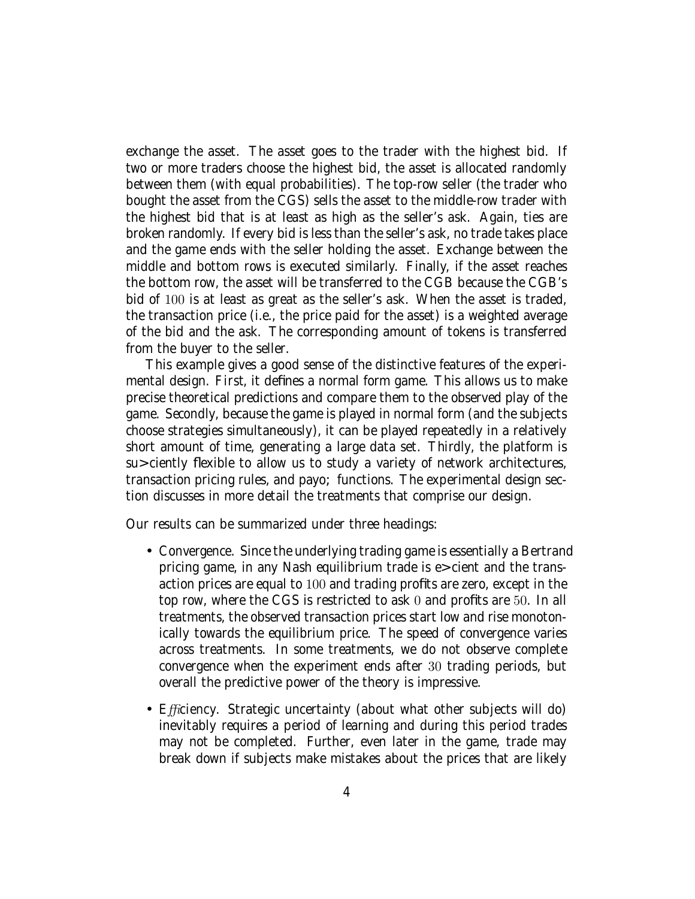exchange the asset. The asset goes to the trader with the highest bid. If two or more traders choose the highest bid, the asset is allocated randomly between them (with equal probabilities). The top-row seller (the trader who bought the asset from the CGS) sells the asset to the middle-row trader with the highest bid that is at least as high as the seller's ask. Again, ties are broken randomly. If every bid is less than the seller's ask, no trade takes place and the game ends with the seller holding the asset. Exchange between the middle and bottom rows is executed similarly. Finally, if the asset reaches the bottom row, the asset will be transferred to the CGB because the CGB's bid of $100$ is at least as great as the seller's ask. When the asset is traded, the transaction price (i.e., the price paid for the asset) is a weighted average of the bid and the ask. The corresponding amount of tokens is transferred from the buyer to the seller.

This example gives a good sense of the distinctive features of the experimental design. First, it defines a normal form game. This allows us to make precise theoretical predictions and compare them to the observed play of the game. Secondly, because the game is played in normal form (and the subjects choose strategies simultaneously), it can be played repeatedly in a relatively short amount of time, generating a large data set. Thirdly, the platform is sufficiently flexible to allow us to study a variety of network architectures, transaction pricing rules, and payoff functions. The experimental design section discusses in more detail the treatments that comprise our design.

Our results can be summarized under three headings:

- Convergence. Since the underlying trading game is essentially a Bertrand pricing game, in any Nash equilibrium trade is efficient and the transaction prices are equal to $100$ and trading profits are zero, except in the top row, where the CGS is restricted to ask $0$ and profits are $50$. In all treatments, the observed transaction prices start low and rise monotonically towards the equilibrium price. The speed of convergence varies across treatments. In some treatments, we do not observe complete convergence when the experiment ends after $30$ trading periods, but overall the predictive power of the theory is impressive.
- Efficiency. Strategic uncertainty (about what other subjects will do) inevitably requires a period of learning and during this period trades may not be completed. Further, even later in the game, trade may break down if subjects make mistakes about the prices that are likely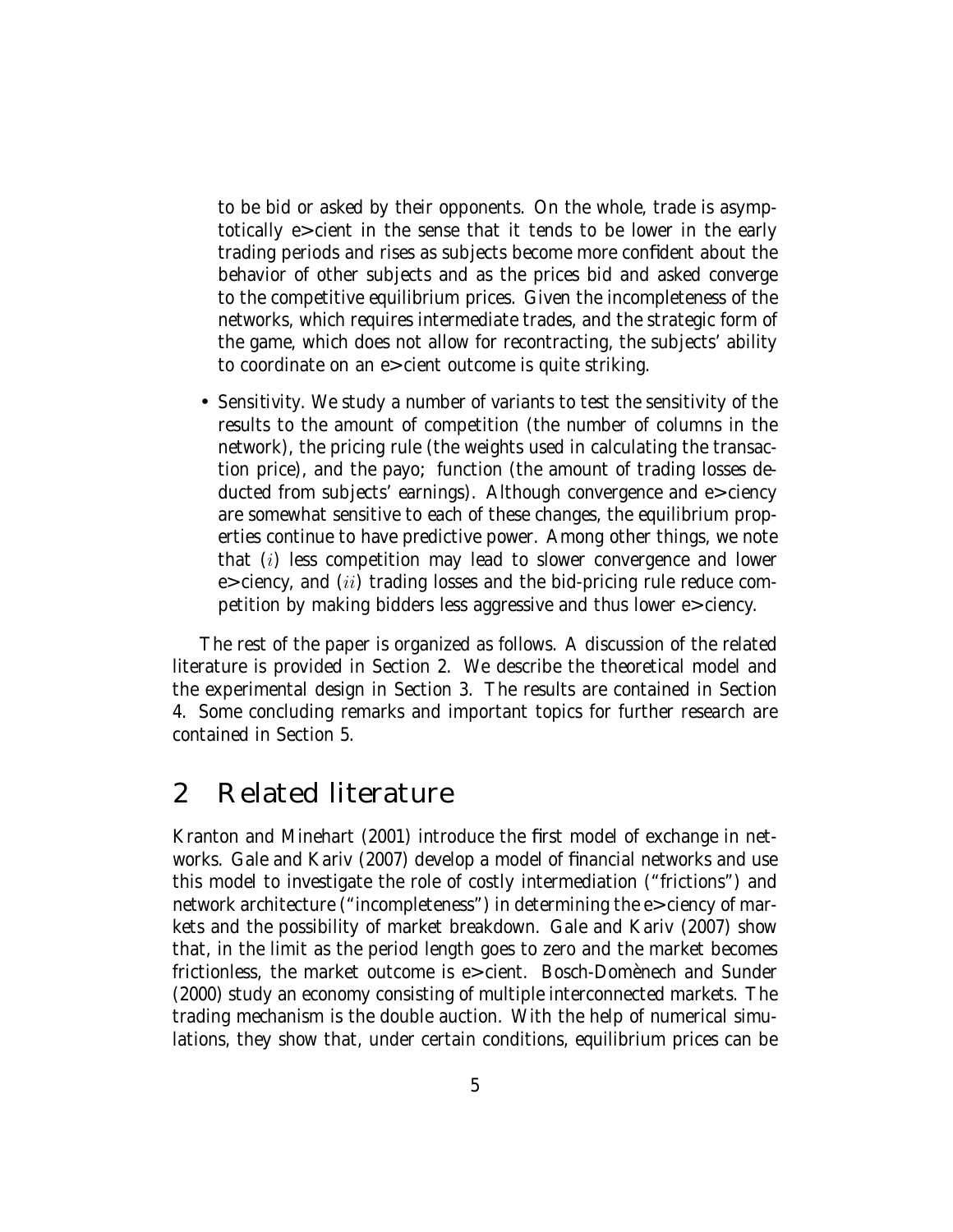to be bid or asked by their opponents. On the whole, trade is asymptotically efficient in the sense that it tends to be lower in the early trading periods and rises as subjects become more confident about the behavior of other subjects and as the prices bid and asked converge to the competitive equilibrium prices. Given the incompleteness of the networks, which requires intermediate trades, and the strategic form of the game, which does not allow for recontracting, the subjects' ability to coordinate on an efficient outcome is quite striking.

- Sensitivity. We study a number of variants to test the sensitivity of the results to the amount of competition (the number of columns in the network), the pricing rule (the weights used in calculating the transaction price), and the payoff function (the amount of trading losses deducted from subjects' earnings). Although convergence and efficiency are somewhat sensitive to each of these changes, the equilibrium properties continue to have predictive power. Among other things, we note that $(i)$ less competition may lead to slower convergence and lower efficiency, and $(ii)$ trading losses and the bid-pricing rule reduce competition by making bidders less aggressive and thus lower efficiency.

The rest of the paper is organized as follows. A discussion of the related literature is provided in Section 2. We describe the theoretical model and the experimental design in Section 3. The results are contained in Section 4. Some concluding remarks and important topics for further research are contained in Section 5.

## 2 Related literature

Kranton and Minehart (2001) introduce the first model of exchange in networks. Gale and Kariv (2007) develop a model of financial networks and use this model to investigate the role of costly intermediation ("frictions") and network architecture ("incompleteness") in determining the efficiency of markets and the possibility of market breakdown. Gale and Kariv (2007) show that, in the limit as the period length goes to zero and the market becomes frictionless, the market outcome is efficient. Bosch-Domènech and Sunder (2000) study an economy consisting of multiple interconnected markets. The trading mechanism is the double auction. With the help of numerical simulations, they show that, under certain conditions, equilibrium prices can be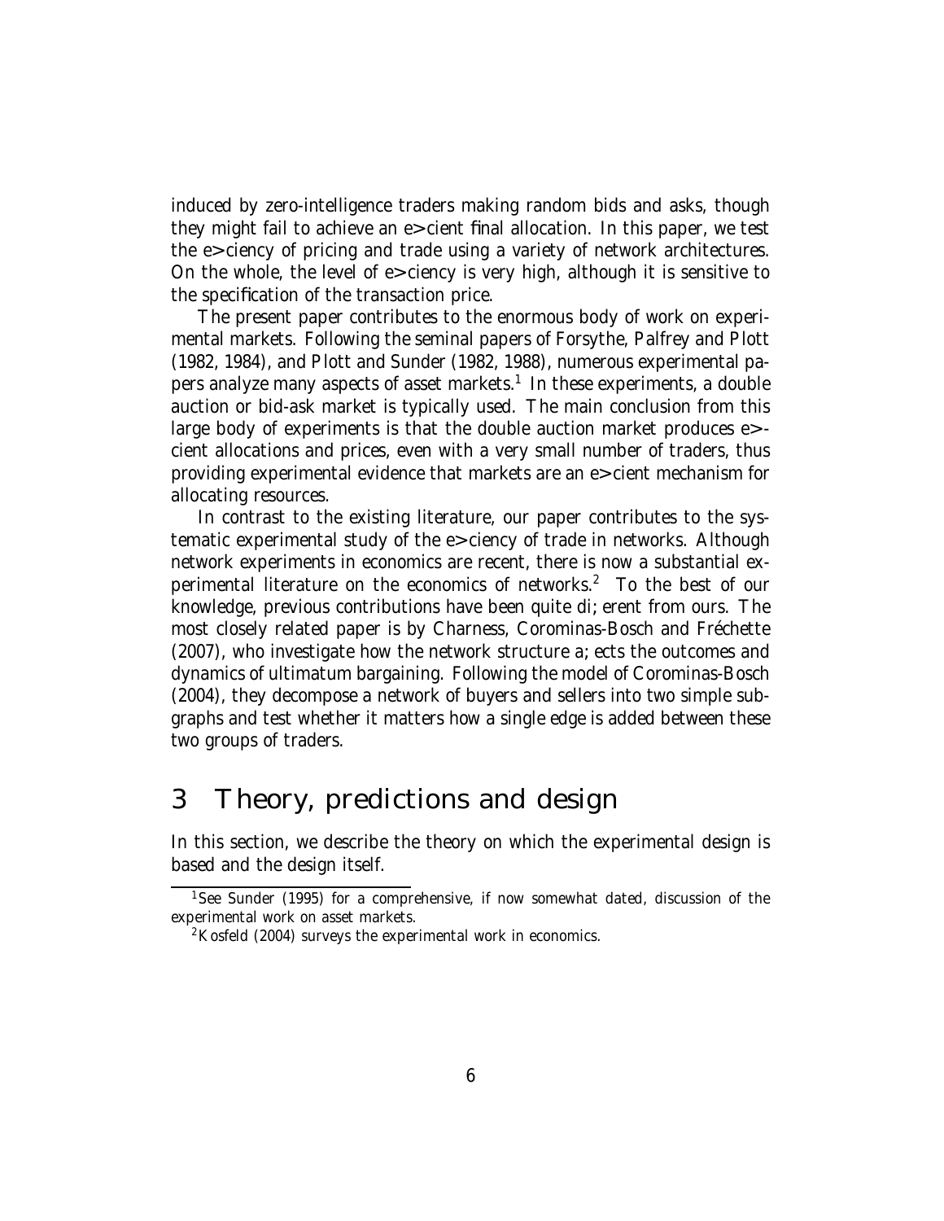induced by zero-intelligence traders making random bids and asks, though they might fail to achieve an efficient final allocation. In this paper, we test the efficiency of pricing and trade using a variety of network architectures. On the whole, the level of efficiency is very high, although it is sensitive to the specification of the transaction price.

The present paper contributes to the enormous body of work on experimental markets. Following the seminal papers of Forsythe, Palfrey and Plott (1982, 1984), and Plott and Sunder (1982, 1988), numerous experimental papers analyze many aspects of asset markets.[1] In these experiments, a double auction or bid-ask market is typically used. The main conclusion from this large body of experiments is that the double auction market produces efficient allocations and prices, even with a very small number of traders, thus providing experimental evidence that markets are an efficient mechanism for allocating resources.

In contrast to the existing literature, our paper contributes to the systematic experimental study of the efficiency of trade in networks. Although network experiments in economics are recent, there is now a substantial experimental literature on the economics of networks.[2] To the best of our knowledge, previous contributions have been quite different from ours. The most closely related paper is by Charness, Corominas-Bosch and Fréchette (2007), who investigate how the network structure affects the outcomes and dynamics of ultimatum bargaining. Following the model of Corominas-Bosch (2004), they decompose a network of buyers and sellers into two simple subgraphs and test whether it matters how a single edge is added between these two groups of traders.

# 3 Theory, predictions and design

In this section, we describe the theory on which the experimental design is based and the design itself.

[1] See Sunder (1995) for a comprehensive, if now somewhat dated, discussion of the experimental work on asset markets.

[2] Kosfeld (2004) surveys the experimental work in economics.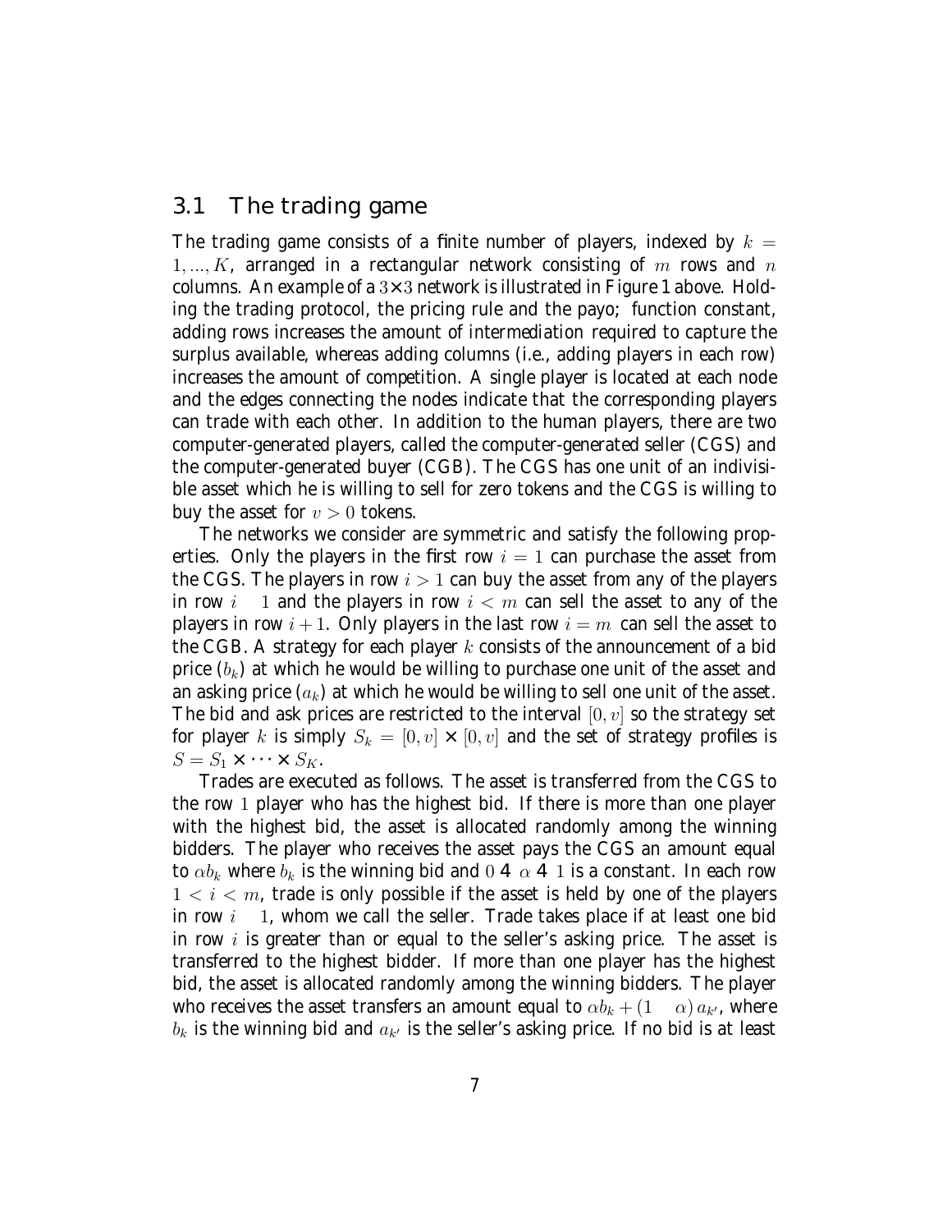## 3.1 The trading game

The trading game consists of a finite number of players, indexed by $k = 1, ..., K$, arranged in a rectangular network consisting of $m$ rows and $n$ columns. An example of a $3 \times 3$ network is illustrated in Figure 1 above. Holding the trading protocol, the pricing rule and the payoff function constant, adding rows increases the amount of *intermediation* required to capture the surplus available, whereas adding columns (i.e., adding players in each row) increases the amount of *competition*. A single player is located at each node and the edges connecting the nodes indicate that the corresponding players can trade with each other. In addition to the human players, there are two computer-generated players, called the computer-generated seller (CGS) and the computer-generated buyer (CGB). The CGS has one unit of an indivisible asset which he is willing to sell for zero tokens and the CGS is willing to buy the asset for $v > 0$ tokens.

The networks we consider are symmetric and satisfy the following properties. Only the players in the first row $i = 1$ can purchase the asset from the CGS. The players in row $i > 1$ can buy the asset from any of the players in row $i - 1$ and the players in row $i < m$ can sell the asset to any of the players in row $i + 1$. Only players in the last row $i = m$ can sell the asset to the CGB. A strategy for each player $k$ consists of the announcement of a bid price ($b_k$) at which he would be willing to purchase one unit of the asset and an asking price ($a_k$) at which he would be willing to sell one unit of the asset. The bid and ask prices are restricted to the interval $[0, v]$ so the strategy set for player $k$ is simply $S_k = [0, v] \times [0, v]$ and the set of strategy profiles is $S = S_1 \times \cdots \times S_K$.

Trades are executed as follows. The asset is transferred from the CGS to the row 1 player who has the highest bid. If there is more than one player with the highest bid, the asset is allocated randomly among the winning bidders. The player who receives the asset pays the CGS an amount equal to $\alpha b_k$ where $b_k$ is the winning bid and $0 \leq \alpha \leq 1$ is a constant. In each row $1 < i < m$, trade is only possible if the asset is held by one of the players in row $i - 1$, whom we call the seller. Trade takes place if at least one bid in row $i$ is greater than or equal to the seller's asking price. The asset is transferred to the highest bidder. If more than one player has the highest bid, the asset is allocated randomly among the winning bidders. The player who receives the asset transfers an amount equal to $\alpha b_k + (1 - \alpha) a_{k'}$, where $b_k$ is the winning bid and $a_{k'}$ is the seller's asking price. If no bid is at least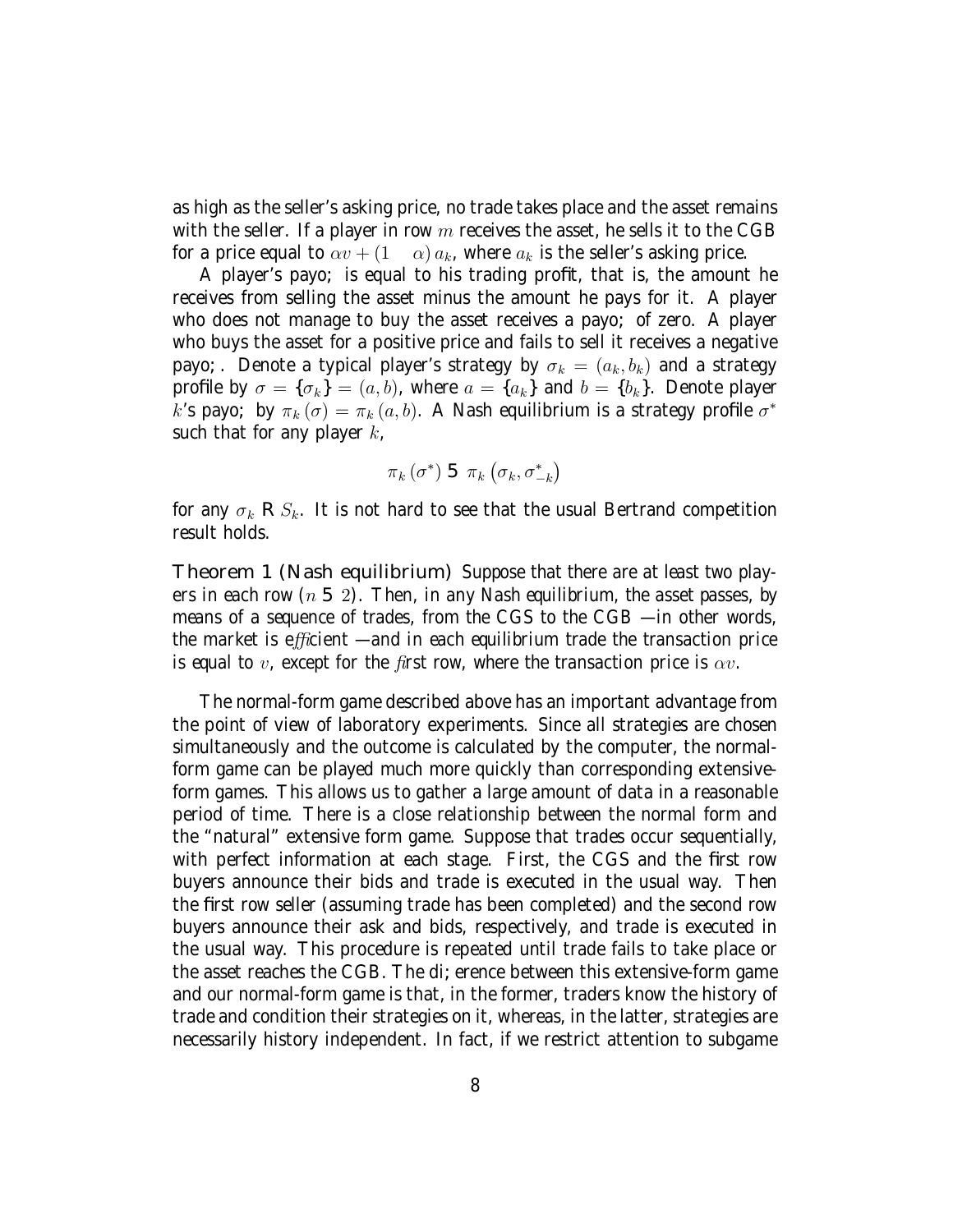as high as the seller's asking price, no trade takes place and the asset remains with the seller. If a player in row $m$ receives the asset, he sells it to the CGB for a price equal to $\alpha v + (1 - \alpha) a_k$, where $a_k$ is the seller's asking price.

A player's payoff is equal to his trading profit, that is, the amount he receives from selling the asset minus the amount he pays for it. A player who does not manage to buy the asset receives a payoff of zero. A player who buys the asset for a positive price and fails to sell it receives a negative payoff. Denote a typical player's strategy by $\sigma_k = (a_k, b_k)$ and a strategy profile by $\sigma = \{\sigma_k\} = (a, b)$, where $a = \{a_k\}$ and $b = \{b_k\}$. Denote player $k$'s payoff by $\pi_k(\sigma) = \pi_k(a, b)$. A Nash equilibrium is a strategy profile $\sigma^*$ such that for any player $k$,

$$\pi_k(\sigma^*) \geq \pi_k(\sigma_k, \sigma^*_{-k})$$

for any $\sigma_k \in S_k$. It is not hard to see that the usual Bertrand competition result holds.

**Theorem 1 (Nash equilibrium)** *Suppose that there are at least two players in each row ($n \geq 2$). Then, in any Nash equilibrium, the asset passes, by means of a sequence of trades, from the CGS to the CGB —in other words, the market is efficient —and in each equilibrium trade the transaction price is equal to $v$, except for the first row, where the transaction price is $\alpha v$.*

The normal-form game described above has an important advantage from the point of view of laboratory experiments. Since all strategies are chosen simultaneously and the outcome is calculated by the computer, the normal-form game can be played much more quickly than corresponding extensive-form games. This allows us to gather a large amount of data in a reasonable period of time. There is a close relationship between the normal form and the "natural" extensive form game. Suppose that trades occur sequentially, with perfect information at each stage. First, the CGS and the first row buyers announce their bids and trade is executed in the usual way. Then the first row seller (assuming trade has been completed) and the second row buyers announce their ask and bids, respectively, and trade is executed in the usual way. This procedure is repeated until trade fails to take place or the asset reaches the CGB. The difference between this extensive-form game and our normal-form game is that, in the former, traders know the history of trade and condition their strategies on it, whereas, in the latter, strategies are necessarily history independent. In fact, if we restrict attention to subgame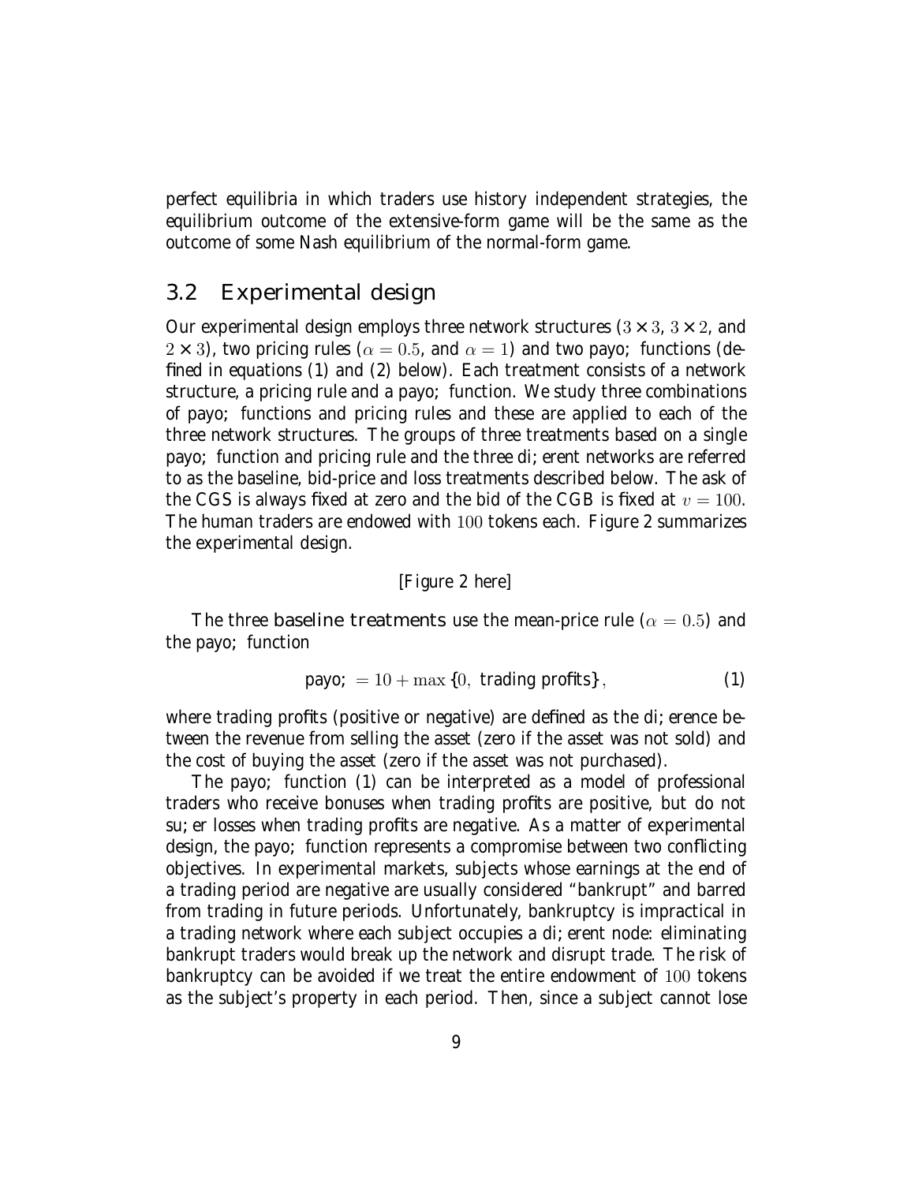perfect equilibria in which traders use history independent strategies, the equilibrium outcome of the extensive-form game will be the same as the outcome of some Nash equilibrium of the normal-form game.

## 3.2 Experimental design

Our experimental design employs three network structures ($3 \times 3$, $3 \times 2$, and $2 \times 3$), two pricing rules ($\alpha = 0.5$, and $\alpha = 1$) and two payoff functions (defined in equations (1) and (2) below). Each treatment consists of a network structure, a pricing rule and a payoff function. We study three combinations of payoff functions and pricing rules and these are applied to each of the three network structures. The groups of three treatments based on a single payoff function and pricing rule and the three different networks are referred to as the baseline, bid-price and loss treatments described below. The ask of the CGS is always fixed at zero and the bid of the CGB is fixed at $v = 100$. The human traders are endowed with $100$ tokens each. Figure 2 summarizes the experimental design.

[Figure 2 here]

The three **baseline treatments** use the mean-price rule ($\alpha = 0.5$) and the payoff function

$$\text{payoff} = 10 + \max\{0, \text{ trading profits}\}, \tag{1}$$

where trading profits (positive or negative) are defined as the difference between the revenue from selling the asset (zero if the asset was not sold) and the cost of buying the asset (zero if the asset was not purchased).

The payoff function (1) can be interpreted as a model of professional traders who receive bonuses when trading profits are positive, but do not suffer losses when trading profits are negative. As a matter of experimental design, the payoff function represents a compromise between two conflicting objectives. In experimental markets, subjects whose earnings at the end of a trading period are negative are usually considered "bankrupt" and barred from trading in future periods. Unfortunately, bankruptcy is impractical in a trading network where each subject occupies a different node: eliminating bankrupt traders would break up the network and disrupt trade. The risk of bankruptcy can be avoided if we treat the entire endowment of $100$ tokens as the subject's property in each period. Then, since a subject cannot lose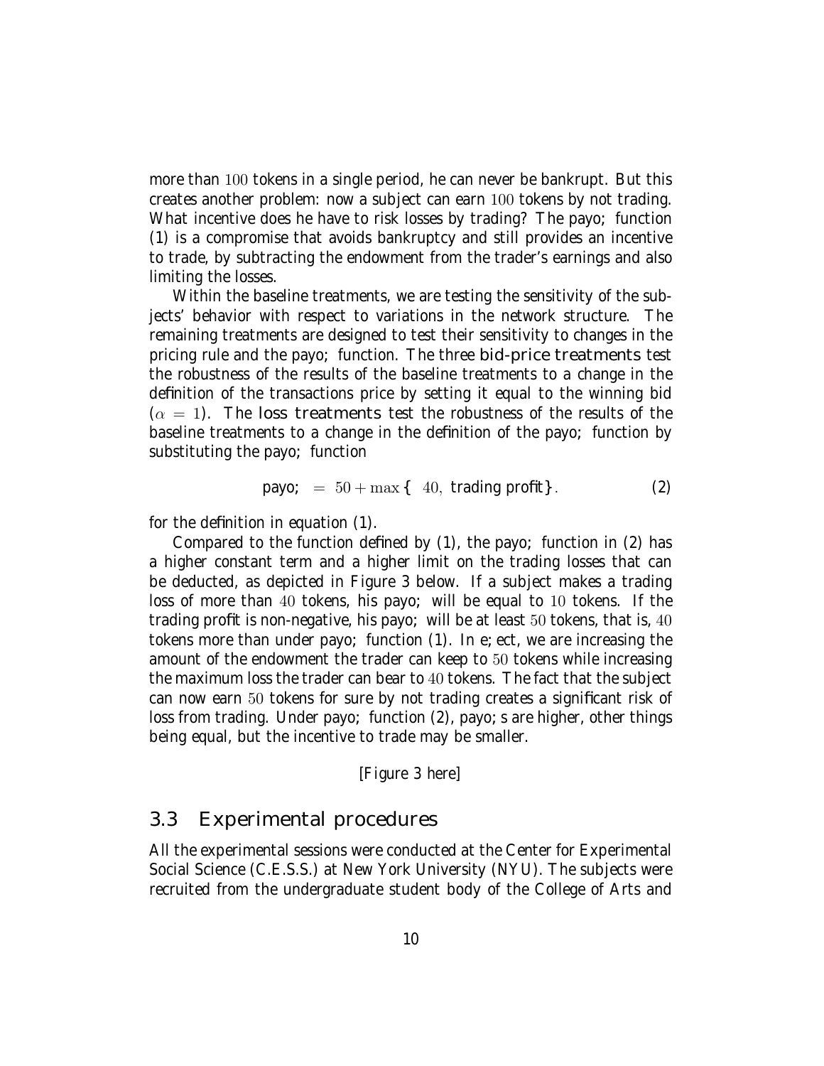more than $100$ tokens in a single period, he can never be bankrupt. But this creates another problem: now a subject can earn $100$ tokens by not trading. What incentive does he have to risk losses by trading? The payoff function (1) is a compromise that avoids bankruptcy and still provides an incentive to trade, by subtracting the endowment from the trader's earnings and also limiting the losses.

Within the baseline treatments, we are testing the sensitivity of the subjects' behavior with respect to variations in the network structure. The remaining treatments are designed to test their sensitivity to changes in the pricing rule and the payoff function. The three **bid-price treatments** test the robustness of the results of the baseline treatments to a change in the definition of the transactions price by setting it equal to the winning bid ($\alpha = 1$). The **loss treatments** test the robustness of the results of the baseline treatments to a change in the definition of the payoff function by substituting the payoff function

$$\text{payoff} = 50 + \max\{-40, \text{ trading profit}\}. \tag{2}$$

for the definition in equation (1).

Compared to the function defined by (1), the payoff function in (2) has a higher constant term and a higher limit on the trading losses that can be deducted, as depicted in Figure 3 below. If a subject makes a trading loss of more than $40$ tokens, his payoff will be equal to $10$ tokens. If the trading profit is non-negative, his payoff will be at least $50$ tokens, that is, $40$ tokens more than under payoff function (1). In effect, we are increasing the amount of the endowment the trader can keep to $50$ tokens while increasing the maximum loss the trader can bear to $40$ tokens. The fact that the subject can now earn $50$ tokens for sure by not trading creates a significant risk of loss from trading. Under payoff function (2), payoffs are higher, other things being equal, but the incentive to trade may be smaller.

[Figure 3 here]

## 3.3 Experimental procedures

All the experimental sessions were conducted at the Center for Experimental Social Science (C.E.S.S.) at New York University (NYU). The subjects were recruited from the undergraduate student body of the College of Arts and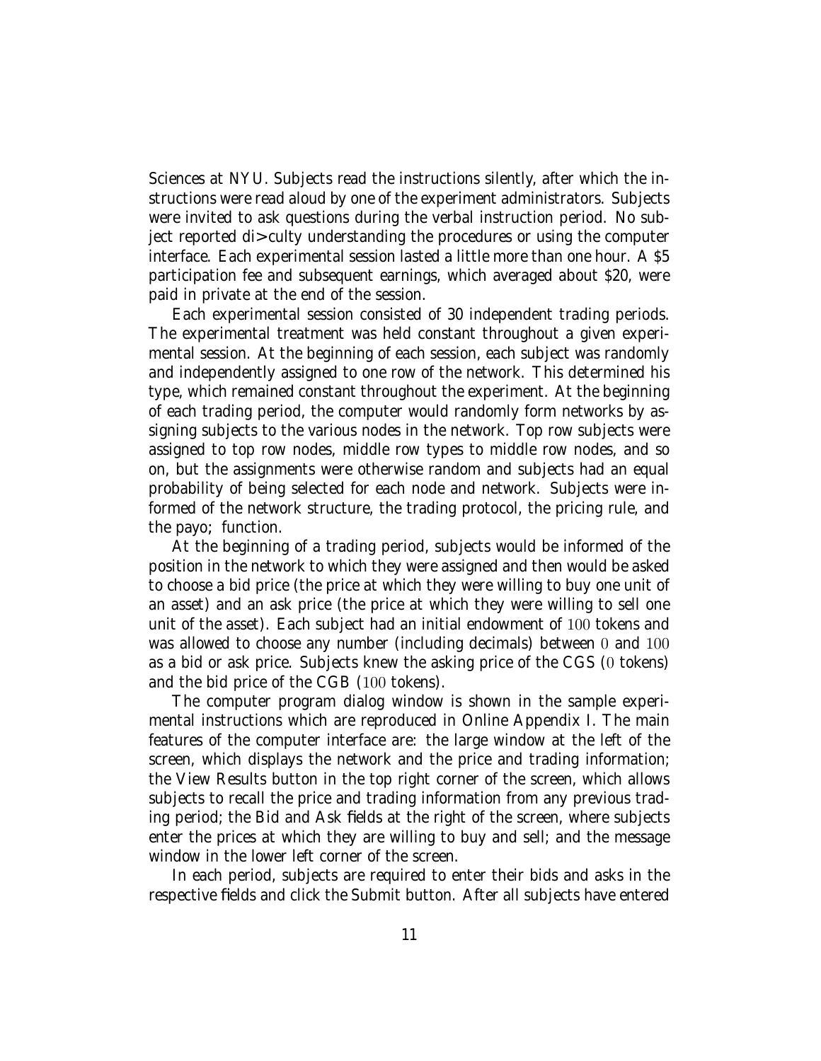Sciences at NYU. Subjects read the instructions silently, after which the instructions were read aloud by one of the experiment administrators. Subjects were invited to ask questions during the verbal instruction period. No subject reported difficulty understanding the procedures or using the computer interface. Each experimental session lasted a little more than one hour. A $5 participation fee and subsequent earnings, which averaged about $20, were paid in private at the end of the session.

Each experimental session consisted of 30 independent trading periods. The experimental treatment was held constant throughout a given experimental session. At the beginning of each session, each subject was randomly and independently assigned to one row of the network. This determined his type, which remained constant throughout the experiment. At the beginning of each trading period, the computer would randomly form networks by assigning subjects to the various nodes in the network. Top row subjects were assigned to top row nodes, middle row types to middle row nodes, and so on, but the assignments were otherwise random and subjects had an equal probability of being selected for each node and network. Subjects were informed of the network structure, the trading protocol, the pricing rule, and the payoff function.

At the beginning of a trading period, subjects would be informed of the position in the network to which they were assigned and then would be asked to choose a bid price (the price at which they were willing to buy one unit of an asset) and an ask price (the price at which they were willing to sell one unit of the asset). Each subject had an initial endowment of $100$ tokens and was allowed to choose any number (including decimals) between $0$ and $100$ as a bid or ask price. Subjects knew the asking price of the CGS ($0$ tokens) and the bid price of the CGB ($100$ tokens).

The computer program dialog window is shown in the sample experimental instructions which are reproduced in Online Appendix I. The main features of the computer interface are: the large window at the left of the screen, which displays the network and the price and trading information; the View Results button in the top right corner of the screen, which allows subjects to recall the price and trading information from any previous trading period; the Bid and Ask fields at the right of the screen, where subjects enter the prices at which they are willing to buy and sell; and the message window in the lower left corner of the screen.

In each period, subjects are required to enter their bids and asks in the respective fields and click the Submit button. After all subjects have entered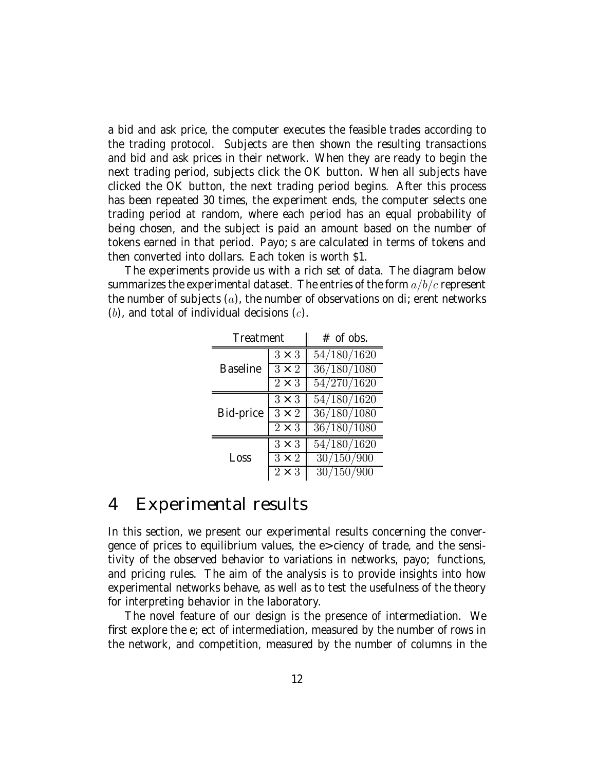a bid and ask price, the computer executes the feasible trades according to the trading protocol. Subjects are then shown the resulting transactions and bid and ask prices in their network. When they are ready to begin the next trading period, subjects click the OK button. When all subjects have clicked the OK button, the next trading period begins. After this process has been repeated 30 times, the experiment ends, the computer selects one trading period at random, where each period has an equal probability of being chosen, and the subject is paid an amount based on the number of tokens earned in that period. Payo; s are calculated in terms of tokens and then converted into dollars. Each token is worth $1.

The experiments provide us with a rich set of data. The diagram below summarizes the experimental dataset. The entries of the form $a/b/c$ represent the number of subjects $(a)$, the number of observations on di; erent networks $(b)$, and total of individual decisions $(c)$.

| Treatment | | # of obs. |
|---|---|---|
| Baseline | $3 \times 3$ | $54/180/1620$ |
| | $3 \times 2$ | $36/180/1080$ |
| | $2 \times 3$ | $54/270/1620$ |
| Bid-price | $3 \times 3$ | $54/180/1620$ |
| | $3 \times 2$ | $36/180/1080$ |
| | $2 \times 3$ | $36/180/1080$ |
| Loss | $3 \times 3$ | $54/180/1620$ |
| | $3 \times 2$ | $30/150/900$ |
| | $2 \times 3$ | $30/150/900$ |

# 4 Experimental results

In this section, we present our experimental results concerning the convergence of prices to equilibrium values, the e>ciency of trade, and the sensitivity of the observed behavior to variations in networks, payo; functions, and pricing rules. The aim of the analysis is to provide insights into how experimental networks behave, as well as to test the usefulness of the theory for interpreting behavior in the laboratory.

The novel feature of our design is the presence of intermediation. We first explore the e; ect of intermediation, measured by the number of rows in the network, and competition, measured by the number of columns in the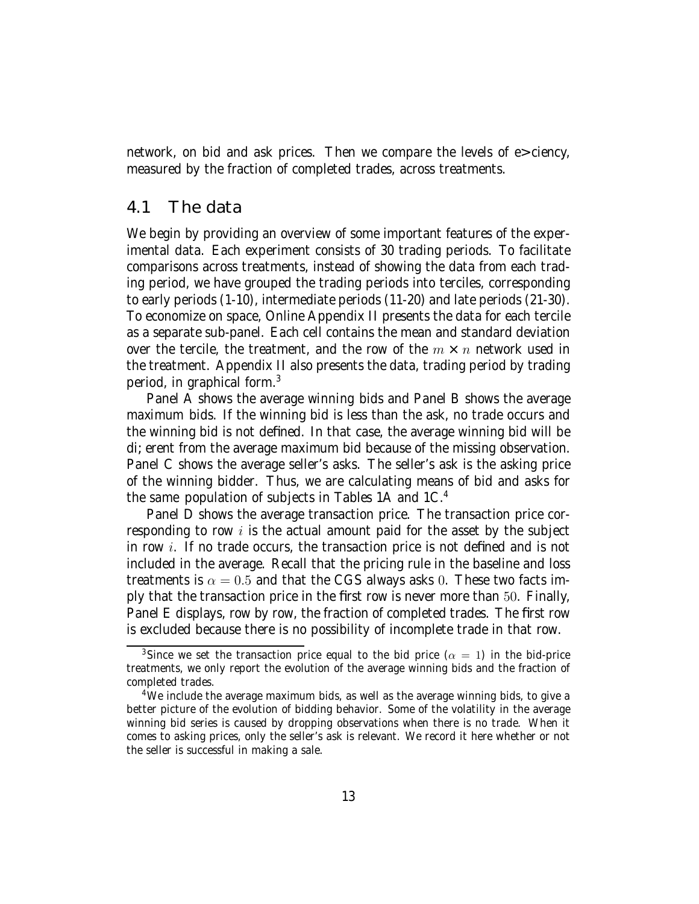network, on bid and ask prices. Then we compare the levels of efficiency, measured by the fraction of completed trades, across treatments.

## 4.1 The data

We begin by providing an overview of some important features of the experimental data. Each experiment consists of 30 trading periods. To facilitate comparisons across treatments, instead of showing the data from each trading period, we have grouped the trading periods into terciles, corresponding to early periods (1-10), intermediate periods (11-20) and late periods (21-30). To economize on space, Online Appendix II presents the data for each tercile as a separate sub-panel. Each cell contains the mean and standard deviation over the tercile, the treatment, and the row of the $m \times n$ network used in the treatment. Appendix II also presents the data, trading period by trading period, in graphical form.[3]

Panel A shows the average winning bids and Panel B shows the average maximum bids. If the winning bid is less than the ask, no trade occurs and the winning bid is not defined. In that case, the average winning bid will be different from the average maximum bid because of the missing observation. Panel C shows the average seller's asks. The seller's ask is the asking price of the winning bidder. Thus, we are calculating means of bid and asks for the same population of subjects in Tables 1A and 1C.[4]

Panel D shows the average transaction price. The transaction price corresponding to row $i$ is the actual amount paid for the asset by the subject in row $i$. If no trade occurs, the transaction price is not defined and is not included in the average. Recall that the pricing rule in the baseline and loss treatments is $\alpha = 0.5$ and that the CGS always asks $0$. These two facts imply that the transaction price in the first row is never more than $50$. Finally, Panel E displays, row by row, the fraction of completed trades. The first row is excluded because there is no possibility of incomplete trade in that row.

[3] Since we set the transaction price equal to the bid price ($\alpha = 1$) in the bid-price treatments, we only report the evolution of the average winning bids and the fraction of completed trades.

[4] We include the average maximum bids, as well as the average winning bids, to give a better picture of the evolution of bidding behavior. Some of the volatility in the average winning bid series is caused by dropping observations when there is no trade. When it comes to asking prices, only the seller's ask is relevant. We record it here whether or not the seller is successful in making a sale.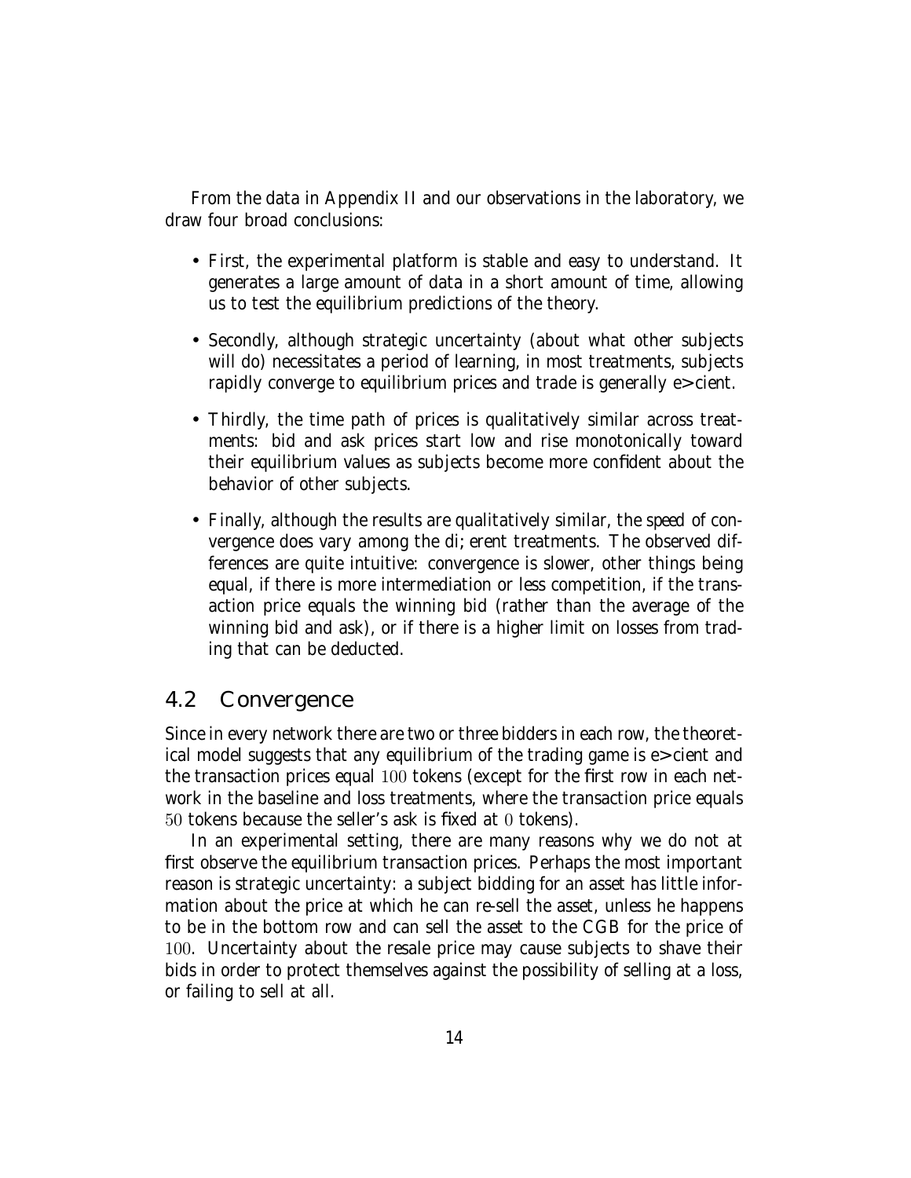From the data in Appendix II and our observations in the laboratory, we draw four broad conclusions:

- First, the experimental platform is stable and easy to understand. It generates a large amount of data in a short amount of time, allowing us to test the equilibrium predictions of the theory.
- Secondly, although strategic uncertainty (about what other subjects will do) necessitates a period of learning, in most treatments, subjects rapidly converge to equilibrium prices and trade is generally efficient.
- Thirdly, the time path of prices is qualitatively similar across treatments: bid and ask prices start low and rise monotonically toward their equilibrium values as subjects become more confident about the behavior of other subjects.
- Finally, although the results are qualitatively similar, the speed of convergence does vary among the different treatments. The observed differences are quite intuitive: convergence is slower, other things being equal, if there is more intermediation or less competition, if the transaction price equals the winning bid (rather than the average of the winning bid and ask), or if there is a higher limit on losses from trading that can be deducted.

## 4.2 Convergence

Since in every network there are two or three bidders in each row, the theoretical model suggests that any equilibrium of the trading game is efficient and the transaction prices equal $100$ tokens (except for the first row in each network in the baseline and loss treatments, where the transaction price equals $50$ tokens because the seller's ask is fixed at $0$ tokens).

In an experimental setting, there are many reasons why we do not at first observe the equilibrium transaction prices. Perhaps the most important reason is strategic uncertainty: a subject bidding for an asset has little information about the price at which he can re-sell the asset, unless he happens to be in the bottom row and can sell the asset to the CGB for the price of $100$. Uncertainty about the resale price may cause subjects to shave their bids in order to protect themselves against the possibility of selling at a loss, or failing to sell at all.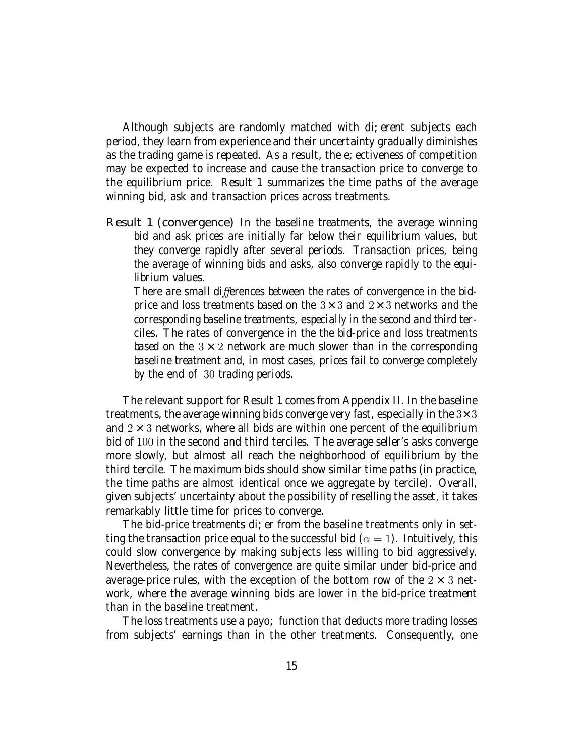Although subjects are randomly matched with different subjects each period, they learn from experience and their uncertainty gradually diminishes as the trading game is repeated. As a result, the effectiveness of competition may be expected to increase and cause the transaction price to converge to the equilibrium price. Result 1 summarizes the time paths of the average winning bid, ask and transaction prices across treatments.

**Result 1 (convergence)** *In the baseline treatments, the average winning bid and ask prices are initially far below their equilibrium values, but they converge rapidly after several periods. Transaction prices, being the average of winning bids and asks, also converge rapidly to the equilibrium values.*

*There are small differences between the rates of convergence in the bid-price and loss treatments based on the $3 \times 3$ and $2 \times 3$ networks and the corresponding baseline treatments, especially in the second and third terciles. The rates of convergence in the the bid-price and loss treatments based on the $3 \times 2$ network are much slower than in the corresponding baseline treatment and, in most cases, prices fail to converge completely by the end of $30$ trading periods.*

The relevant support for Result 1 comes from Appendix II. In the baseline treatments, the average winning bids converge very fast, especially in the $3 \times 3$ and $2 \times 3$ networks, where all bids are within one percent of the equilibrium bid of $100$ in the second and third terciles. The average seller's asks converge more slowly, but almost all reach the neighborhood of equilibrium by the third tercile. The maximum bids should show similar time paths (in practice, the time paths are almost identical once we aggregate by tercile). Overall, given subjects' uncertainty about the possibility of reselling the asset, it takes remarkably little time for prices to converge.

The bid-price treatments differ from the baseline treatments only in setting the transaction price equal to the successful bid ($\alpha = 1$). Intuitively, this could slow convergence by making subjects less willing to bid aggressively. Nevertheless, the rates of convergence are quite similar under bid-price and average-price rules, with the exception of the bottom row of the $2 \times 3$ network, where the average winning bids are lower in the bid-price treatment than in the baseline treatment.

The loss treatments use a payoff function that deducts more trading losses from subjects' earnings than in the other treatments. Consequently, one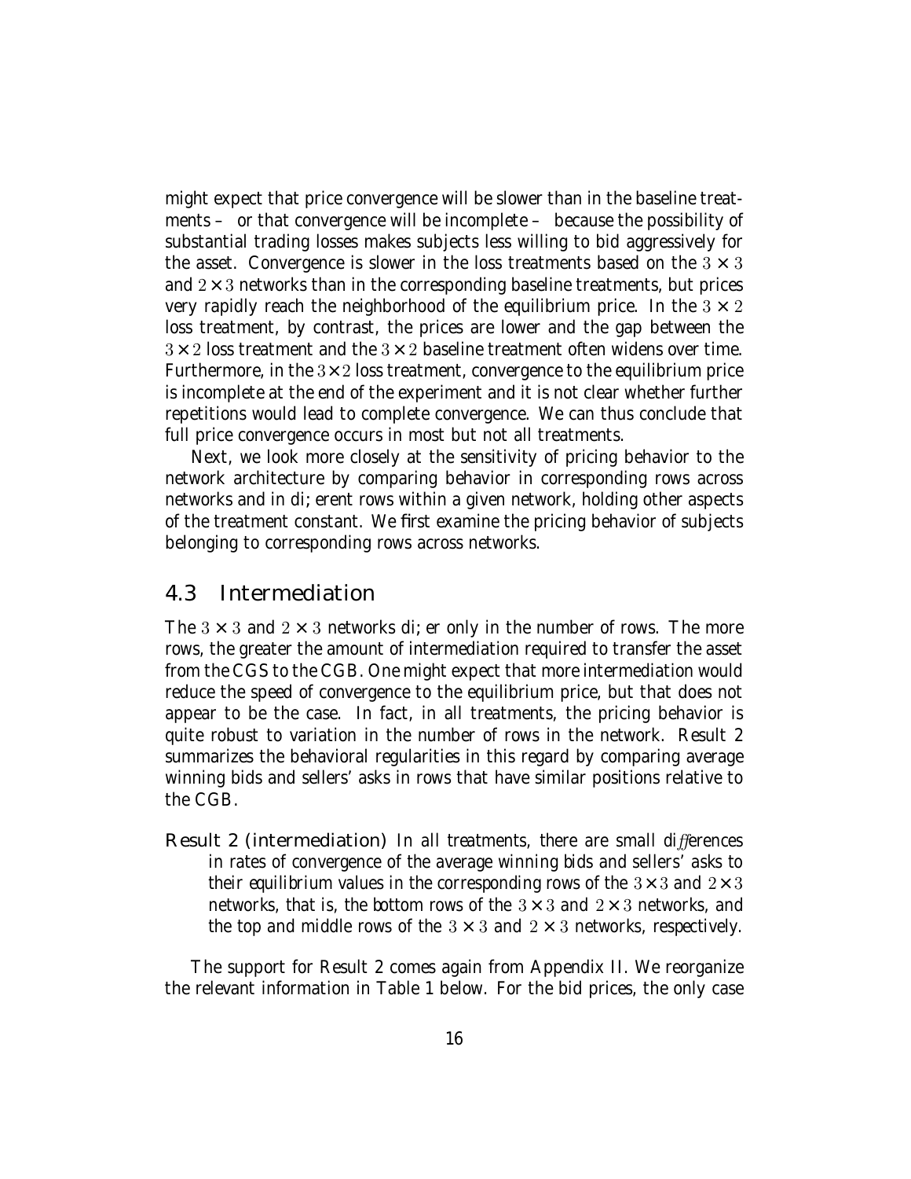might expect that price convergence will be slower than in the baseline treatments – or that convergence will be incomplete – because the possibility of substantial trading losses makes subjects less willing to bid aggressively for the asset. Convergence is slower in the loss treatments based on the $3 \times 3$ and $2 \times 3$ networks than in the corresponding baseline treatments, but prices very rapidly reach the neighborhood of the equilibrium price. In the $3 \times 2$ loss treatment, by contrast, the prices are lower and the gap between the $3 \times 2$ loss treatment and the $3 \times 2$ baseline treatment often widens over time. Furthermore, in the $3 \times 2$ loss treatment, convergence to the equilibrium price is incomplete at the end of the experiment and it is not clear whether further repetitions would lead to complete convergence. We can thus conclude that full price convergence occurs in most but not all treatments.

Next, we look more closely at the sensitivity of pricing behavior to the network architecture by comparing behavior in corresponding rows across networks and in di; erent rows within a given network, holding other aspects of the treatment constant. We first examine the pricing behavior of subjects belonging to corresponding rows across networks.

## 4.3 Intermediation

The $3 \times 3$ and $2 \times 3$ networks di; er only in the number of rows. The more rows, the greater the amount of intermediation required to transfer the asset from the CGS to the CGB. One might expect that more intermediation would reduce the speed of convergence to the equilibrium price, but that does not appear to be the case. In fact, in all treatments, the pricing behavior is quite robust to variation in the number of rows in the network. Result 2 summarizes the behavioral regularities in this regard by comparing average winning bids and sellers' asks in rows that have similar positions relative to the CGB.

**Result 2 (intermediation)** *In all treatments, there are small differences in rates of convergence of the average winning bids and sellers' asks to their equilibrium values in the corresponding rows of the $3 \times 3$ and $2 \times 3$ networks, that is, the bottom rows of the $3 \times 3$ and $2 \times 3$ networks, and the top and middle rows of the $3 \times 3$ and $2 \times 3$ networks, respectively.*

The support for Result 2 comes again from Appendix II. We reorganize the relevant information in Table 1 below. For the bid prices, the only case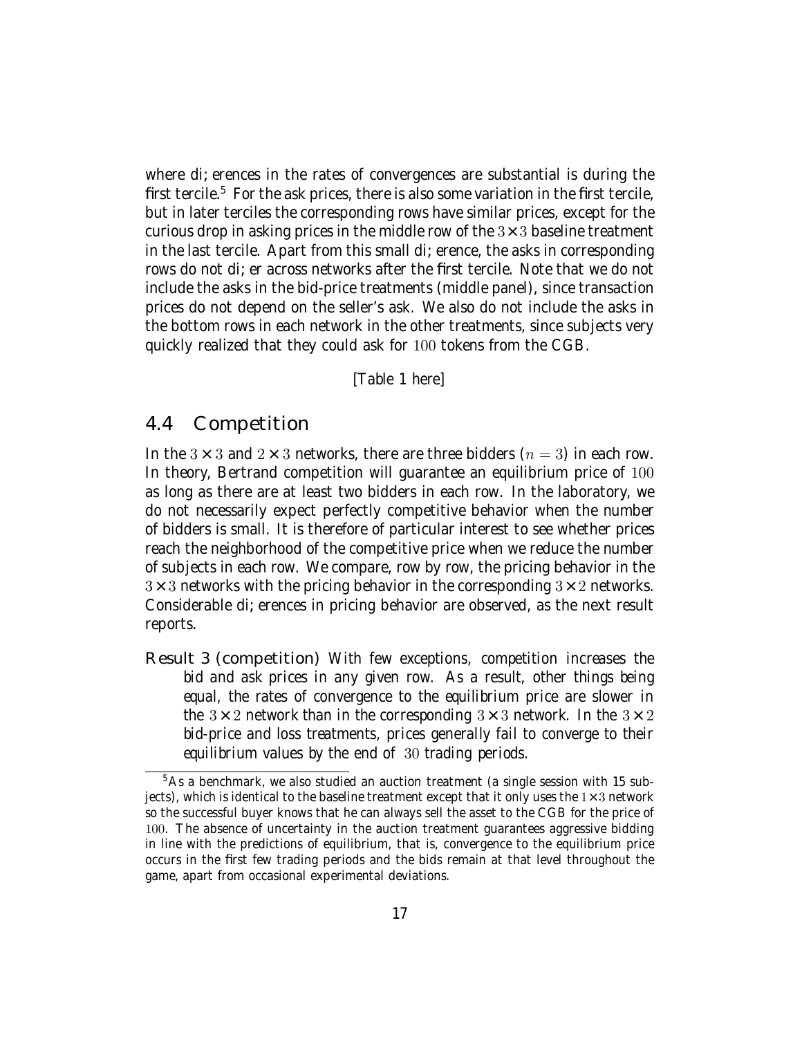where di; erences in the rates of convergences are substantial is during the first tercile.[5] For the ask prices, there is also some variation in the first tercile, but in later terciles the corresponding rows have similar prices, except for the curious drop in asking prices in the middle row of the $3 \times 3$ baseline treatment in the last tercile. Apart from this small di; erence, the asks in corresponding rows do not di; er across networks after the first tercile. Note that we do not include the asks in the bid-price treatments (middle panel), since transaction prices do not depend on the seller's ask. We also do not include the asks in the bottom rows in each network in the other treatments, since subjects very quickly realized that they could ask for $100$ tokens from the CGB.

[Table 1 here]

## 4.4 Competition

In the $3 \times 3$ and $2 \times 3$ networks, there are three bidders ($n = 3$) in each row. In theory, Bertrand competition will guarantee an equilibrium price of $100$ as long as there are at least two bidders in each row. In the laboratory, we do not necessarily expect perfectly competitive behavior when the number of bidders is small. It is therefore of particular interest to see whether prices reach the neighborhood of the competitive price when we reduce the number of subjects in each row. We compare, row by row, the pricing behavior in the $3 \times 3$ networks with the pricing behavior in the corresponding $3 \times 2$ networks. Considerable di; erences in pricing behavior are observed, as the next result reports.

**Result 3 (competition)** *With few exceptions, competition increases the bid and ask prices in any given row. As a result, other things being equal, the rates of convergence to the equilibrium price are slower in the $3 \times 2$ network than in the corresponding $3 \times 3$ network. In the $3 \times 2$ bid-price and loss treatments, prices generally fail to converge to their equilibrium values by the end of $30$ trading periods.*

[5] As a benchmark, we also studied an auction treatment (a single session with 15 subjects), which is identical to the baseline treatment except that it only uses the $1 \times 3$ network so the successful buyer knows that he can always sell the asset to the CGB for the price of $100$. The absence of uncertainty in the auction treatment guarantees aggressive bidding in line with the predictions of equilibrium, that is, convergence to the equilibrium price occurs in the first few trading periods and the bids remain at that level throughout the game, apart from occasional experimental deviations.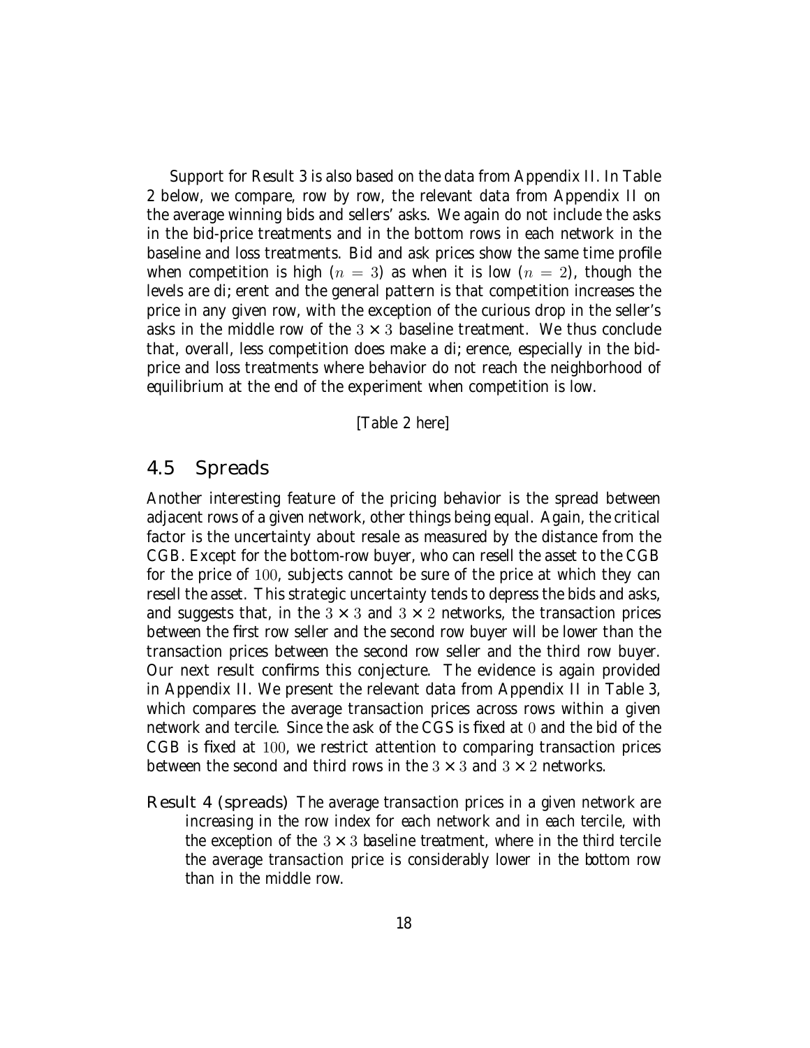Support for Result 3 is also based on the data from Appendix II. In Table 2 below, we compare, row by row, the relevant data from Appendix II on the average winning bids and sellers' asks. We again do not include the asks in the bid-price treatments and in the bottom rows in each network in the baseline and loss treatments. Bid and ask prices show the same time profile when competition is high ($n = 3$) as when it is low ($n = 2$), though the levels are di; erent and the general pattern is that competition increases the price in any given row, with the exception of the curious drop in the seller's asks in the middle row of the $3 \times 3$ baseline treatment. We thus conclude that, overall, less competition does make a di; erence, especially in the bid-price and loss treatments where behavior do not reach the neighborhood of equilibrium at the end of the experiment when competition is low.

[Table 2 here]

## 4.5 Spreads

Another interesting feature of the pricing behavior is the spread between adjacent rows of a given network, other things being equal. Again, the critical factor is the uncertainty about resale as measured by the distance from the CGB. Except for the bottom-row buyer, who can resell the asset to the CGB for the price of $100$, subjects cannot be sure of the price at which they can resell the asset. This strategic uncertainty tends to depress the bids and asks, and suggests that, in the $3 \times 3$ and $3 \times 2$ networks, the transaction prices between the first row seller and the second row buyer will be lower than the transaction prices between the second row seller and the third row buyer. Our next result confirms this conjecture. The evidence is again provided in Appendix II. We present the relevant data from Appendix II in Table 3, which compares the average transaction prices across rows within a given network and tercile. Since the ask of the CGS is fixed at $0$ and the bid of the CGB is fixed at $100$, we restrict attention to comparing transaction prices between the second and third rows in the $3 \times 3$ and $3 \times 2$ networks.

**Result 4 (spreads)** *The average transaction prices in a given network are increasing in the row index for each network and in each tercile, with the exception of the $3 \times 3$ baseline treatment, where in the third tercile the average transaction price is considerably lower in the bottom row than in the middle row.*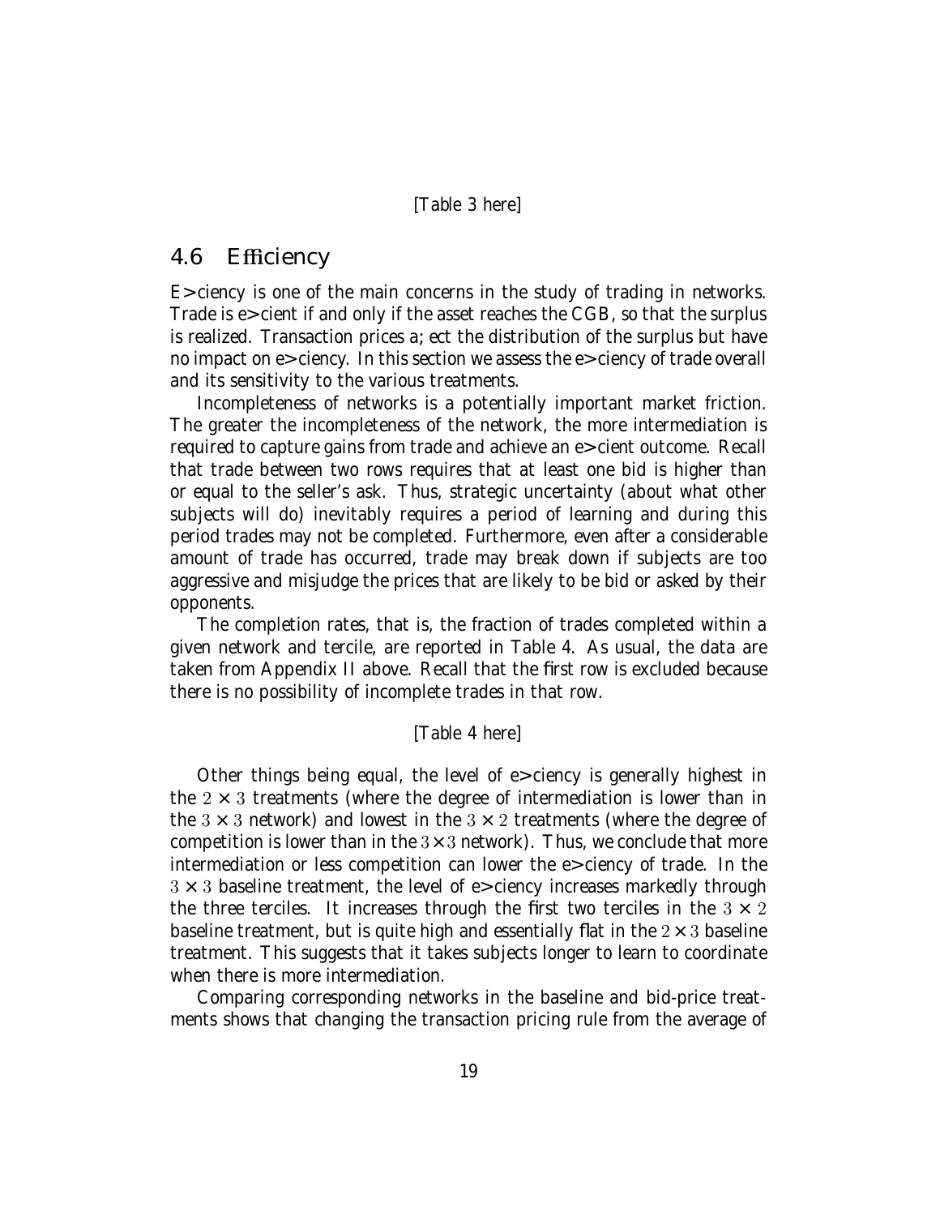[Table 3 here]

## 4.6 Efficiency

E>ciency is one of the main concerns in the study of trading in networks. Trade is e>cient if and only if the asset reaches the CGB, so that the surplus is realized. Transaction prices a;ect the distribution of the surplus but have no impact on e>ciency. In this section we assess the e>ciency of trade overall and its sensitivity to the various treatments.

Incompleteness of networks is a potentially important market friction. The greater the incompleteness of the network, the more intermediation is required to capture gains from trade and achieve an e>cient outcome. Recall that trade between two rows requires that at least one bid is higher than or equal to the seller's ask. Thus, strategic uncertainty (about what other subjects will do) inevitably requires a period of learning and during this period trades may not be completed. Furthermore, even after a considerable amount of trade has occurred, trade may break down if subjects are too aggressive and misjudge the prices that are likely to be bid or asked by their opponents.

The completion rates, that is, the fraction of trades completed within a given network and tercile, are reported in Table 4. As usual, the data are taken from Appendix II above. Recall that the first row is excluded because there is no possibility of incomplete trades in that row.

[Table 4 here]

Other things being equal, the level of e>ciency is generally highest in the $2 \times 3$ treatments (where the degree of intermediation is lower than in the $3 \times 3$ network) and lowest in the $3 \times 2$ treatments (where the degree of competition is lower than in the $3 \times 3$ network). Thus, we conclude that more intermediation or less competition can lower the e>ciency of trade. In the $3 \times 3$ baseline treatment, the level of e>ciency increases markedly through the three terciles. It increases through the first two terciles in the $3 \times 2$ baseline treatment, but is quite high and essentially flat in the $2 \times 3$ baseline treatment. This suggests that it takes subjects longer to learn to coordinate when there is more intermediation.

Comparing corresponding networks in the baseline and bid-price treatments shows that changing the transaction pricing rule from the average of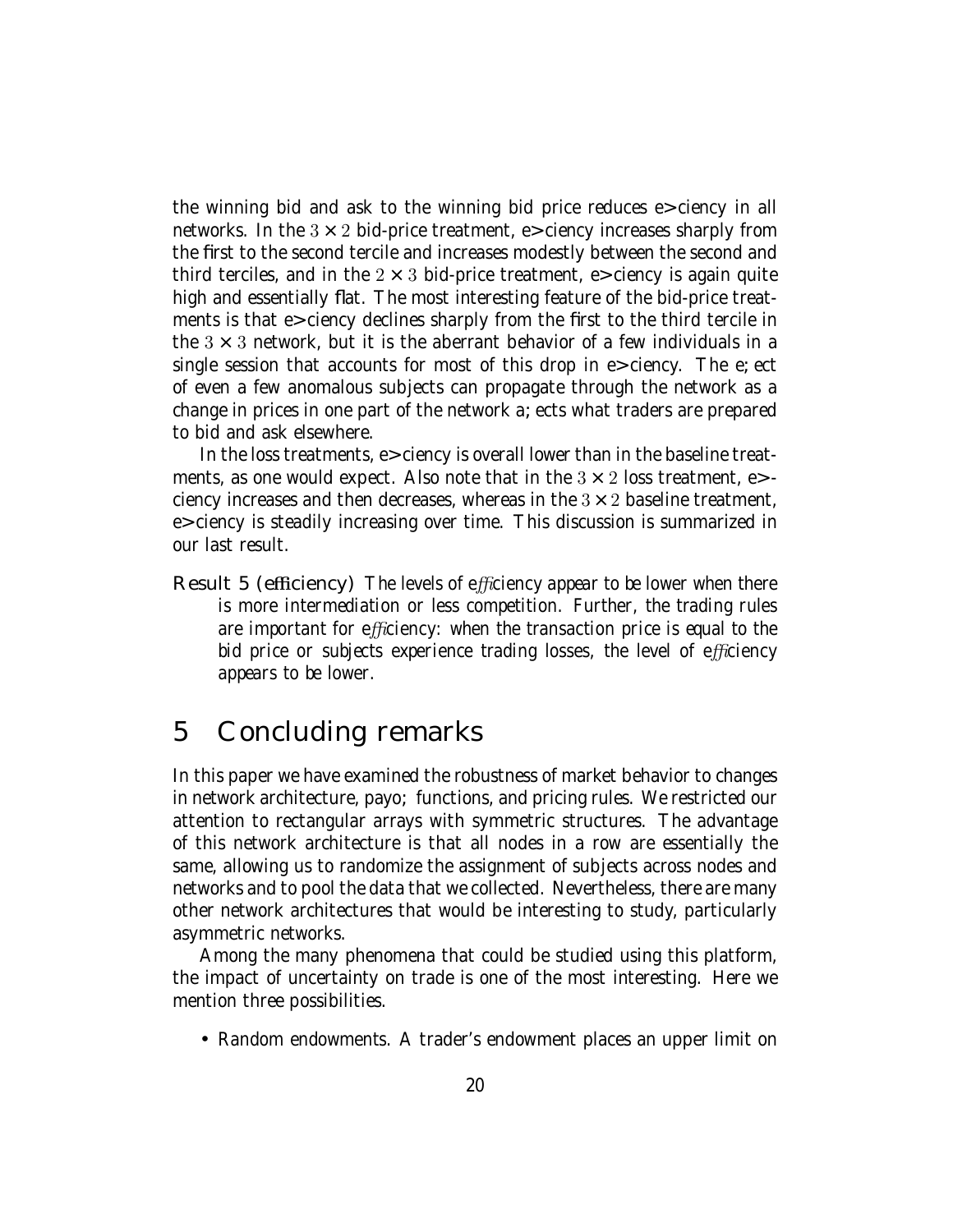the winning bid and ask to the winning bid price reduces e>ciency in all networks. In the $3 \times 2$ bid-price treatment, e>ciency increases sharply from the first to the second tercile and increases modestly between the second and third terciles, and in the $2 \times 3$ bid-price treatment, e>ciency is again quite high and essentially flat. The most interesting feature of the bid-price treatments is that e>ciency declines sharply from the first to the third tercile in the $3 \times 3$ network, but it is the aberrant behavior of a few individuals in a single session that accounts for most of this drop in e>ciency. The e;ect of even a few anomalous subjects can propagate through the network as a change in prices in one part of the network a;ects what traders are prepared to bid and ask elsewhere.

In the loss treatments, e>ciency is overall lower than in the baseline treatments, as one would expect. Also note that in the $3 \times 2$ loss treatment, e>-ciency increases and then decreases, whereas in the $3 \times 2$ baseline treatment, e>ciency is steadily increasing over time. This discussion is summarized in our last result.

**Result 5 (efficiency)** *The levels of efficiency appear to be lower when there is more intermediation or less competition. Further, the trading rules are important for efficiency: when the transaction price is equal to the bid price or subjects experience trading losses, the level of efficiency appears to be lower.*

# 5 Concluding remarks

In this paper we have examined the robustness of market behavior to changes in network architecture, payo; functions, and pricing rules. We restricted our attention to rectangular arrays with symmetric structures. The advantage of this network architecture is that all nodes in a row are essentially the same, allowing us to randomize the assignment of subjects across nodes and networks and to pool the data that we collected. Nevertheless, there are many other network architectures that would be interesting to study, particularly asymmetric networks.

Among the many phenomena that could be studied using this platform, the impact of uncertainty on trade is one of the most interesting. Here we mention three possibilities.

- Random endowments. A trader's endowment places an upper limit on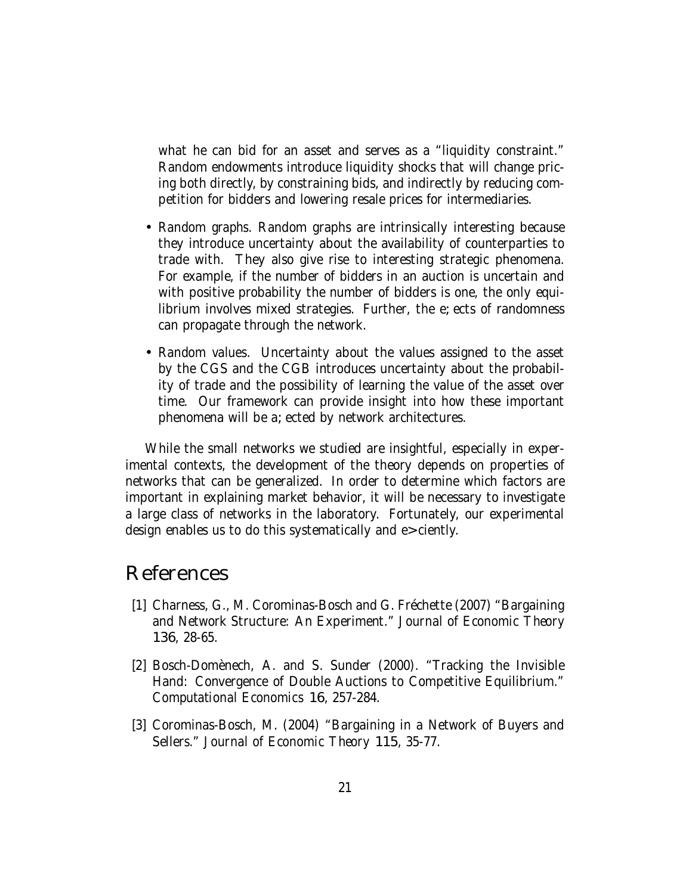what he can bid for an asset and serves as a "liquidity constraint." Random endowments introduce liquidity shocks that will change pricing both directly, by constraining bids, and indirectly by reducing competition for bidders and lowering resale prices for intermediaries.

- Random graphs. Random graphs are intrinsically interesting because they introduce uncertainty about the availability of counterparties to trade with. They also give rise to interesting strategic phenomena. For example, if the number of bidders in an auction is uncertain and with positive probability the number of bidders is one, the only equilibrium involves mixed strategies. Further, the e; ects of randomness can propagate through the network.

- Random values. Uncertainty about the values assigned to the asset by the CGS and the CGB introduces uncertainty about the probability of trade and the possibility of learning the value of the asset over time. Our framework can provide insight into how these important phenomena will be a; ected by network architectures.

While the small networks we studied are insightful, especially in experimental contexts, the development of the theory depends on properties of networks that can be generalized. In order to determine which factors are important in explaining market behavior, it will be necessary to investigate a large class of networks in the laboratory. Fortunately, our experimental design enables us to do this systematically and e> ciently.

# References

[1] Charness, G., M. Corominas-Bosch and G. Fréchette (2007) "Bargaining and Network Structure: An Experiment." *Journal of Economic Theory* **136**, 28-65.

[2] Bosch-Domènech, A. and S. Sunder (2000). "Tracking the Invisible Hand: Convergence of Double Auctions to Competitive Equilibrium." *Computational Economics* **16**, 257-284.

[3] Corominas-Bosch, M. (2004) "Bargaining in a Network of Buyers and Sellers." *Journal of Economic Theory* **115**, 35-77.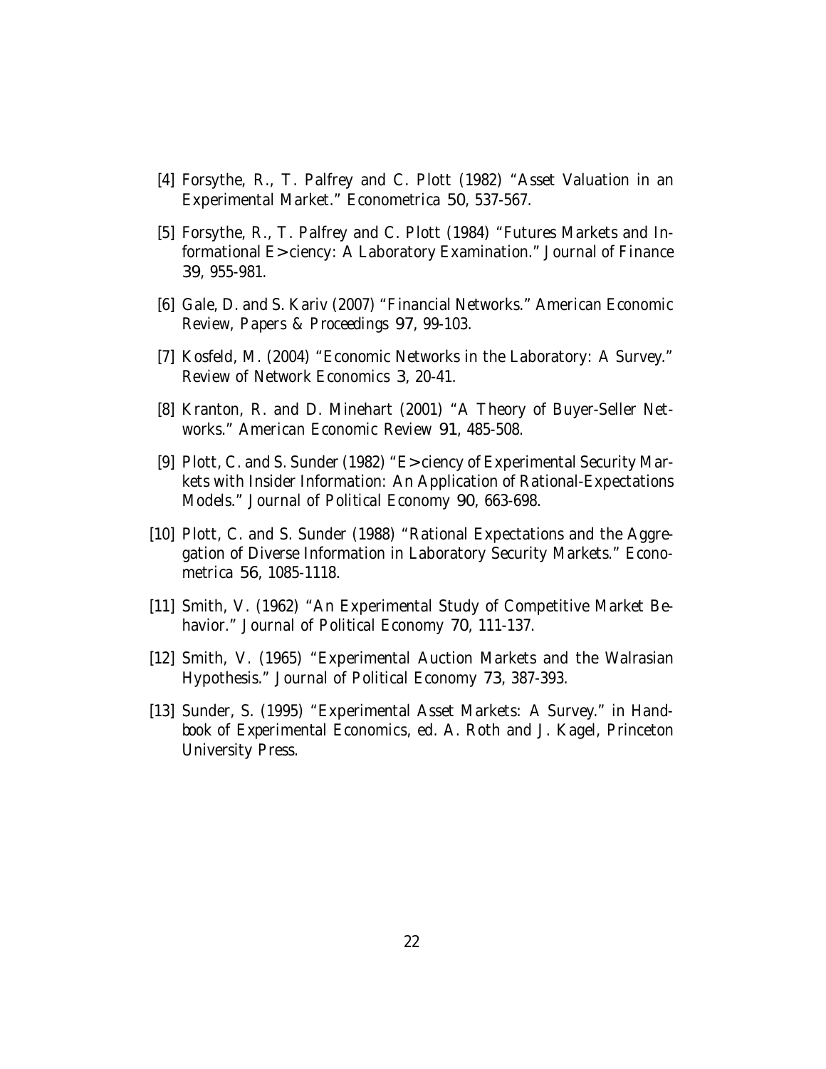[4] Forsythe, R., T. Palfrey and C. Plott (1982) "Asset Valuation in an Experimental Market." *Econometrica* 50, 537-567.

[5] Forsythe, R., T. Palfrey and C. Plott (1984) "Futures Markets and Informational E> ciency: A Laboratory Examination." *Journal of Finance* 39, 955-981.

[6] Gale, D. and S. Kariv (2007) "Financial Networks." *American Economic Review, Papers & Proceedings* 97, 99-103.

[7] Kosfeld, M. (2004) "Economic Networks in the Laboratory: A Survey." *Review of Network Economics* 3, 20-41.

[8] Kranton, R. and D. Minehart (2001) "A Theory of Buyer-Seller Networks." *American Economic Review* 91, 485-508.

[9] Plott, C. and S. Sunder (1982) "E> ciency of Experimental Security Markets with Insider Information: An Application of Rational-Expectations Models." *Journal of Political Economy* 90, 663-698.

[10] Plott, C. and S. Sunder (1988) "Rational Expectations and the Aggregation of Diverse Information in Laboratory Security Markets." *Econometrica* 56, 1085-1118.

[11] Smith, V. (1962) "An Experimental Study of Competitive Market Behavior." *Journal of Political Economy* 70, 111-137.

[12] Smith, V. (1965) "Experimental Auction Markets and the Walrasian Hypothesis." *Journal of Political Economy* 73, 387-393.

[13] Sunder, S. (1995) "Experimental Asset Markets: A Survey." in *Handbook of Experimental Economics*, ed. A. Roth and J. Kagel, Princeton University Press.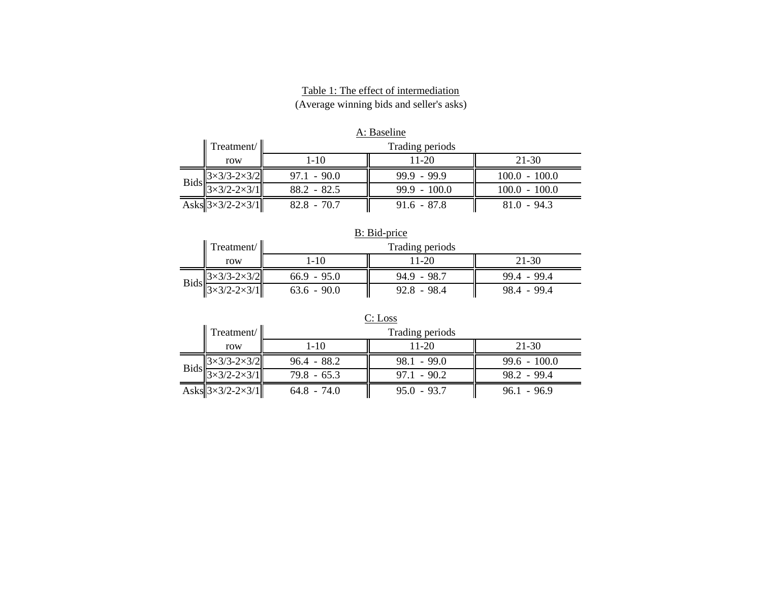Table 1: The effect of intermediation
(Average winning bids and seller's asks)

A: Baseline

| | Treatment/ row | Trading periods | | |
|---|---|---|---|---|
| | | 1-10 | 11-20 | 21-30 |
| Bids | 3×3/3-2×3/2 | 97.1 - 90.0 | 99.9 - 99.9 | 100.0 - 100.0 |
| | 3×3/2-2×3/1 | 88.2 - 82.5 | 99.9 - 100.0 | 100.0 - 100.0 |
| Asks | 3×3/2-2×3/1 | 82.8 - 70.7 | 91.6 - 87.8 | 81.0 - 94.3 |

B: Bid-price

| | Treatment/ row | Trading periods | | |
|---|---|---|---|---|
| | | 1-10 | 11-20 | 21-30 |
| Bids | 3×3/3-2×3/2 | 66.9 - 95.0 | 94.9 - 98.7 | 99.4 - 99.4 |
| | 3×3/2-2×3/1 | 63.6 - 90.0 | 92.8 - 98.4 | 98.4 - 99.4 |

C: Loss

| | Treatment/ row | Trading periods | | |
|---|---|---|---|---|
| | | 1-10 | 11-20 | 21-30 |
| Bids | 3×3/3-2×3/2 | 96.4 - 88.2 | 98.1 - 99.0 | 99.6 - 100.0 |
| | 3×3/2-2×3/1 | 79.8 - 65.3 | 97.1 - 90.2 | 98.2 - 99.4 |
| Asks | 3×3/2-2×3/1 | 64.8 - 74.0 | 95.0 - 93.7 | 96.1 - 96.9 |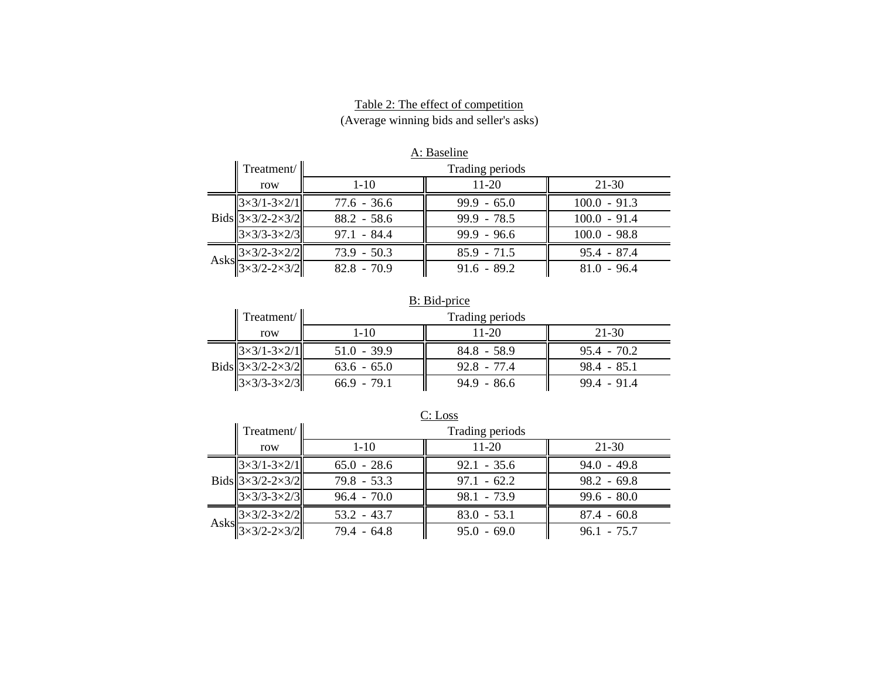Table 2: The effect of competition

(Average winning bids and seller's asks)

A: Baseline

| | Treatment/ row | Trading periods | | |
|---|---|---|---|---|
| | | 1-10 | 11-20 | 21-30 |
| Bids | 3×3/1-3×2/1 | 77.6 - 36.6 | 99.9 - 65.0 | 100.0 - 91.3 |
| | 3×3/2-2×3/2 | 88.2 - 58.6 | 99.9 - 78.5 | 100.0 - 91.4 |
| | 3×3/3-3×2/3 | 97.1 - 84.4 | 99.9 - 96.6 | 100.0 - 98.8 |
| Asks | 3×3/2-3×2/2 | 73.9 - 50.3 | 85.9 - 71.5 | 95.4 - 87.4 |
| | 3×3/2-2×3/2 | 82.8 - 70.9 | 91.6 - 89.2 | 81.0 - 96.4 |

B: Bid-price

| | Treatment/ row | Trading periods | | |
|---|---|---|---|---|
| | | 1-10 | 11-20 | 21-30 |
| Bids | 3×3/1-3×2/1 | 51.0 - 39.9 | 84.8 - 58.9 | 95.4 - 70.2 |
| | 3×3/2-2×3/2 | 63.6 - 65.0 | 92.8 - 77.4 | 98.4 - 85.1 |
| | 3×3/3-3×2/3 | 66.9 - 79.1 | 94.9 - 86.6 | 99.4 - 91.4 |

C: Loss

| | Treatment/ row | Trading periods | | |
|---|---|---|---|---|
| | | 1-10 | 11-20 | 21-30 |
| Bids | 3×3/1-3×2/1 | 65.0 - 28.6 | 92.1 - 35.6 | 94.0 - 49.8 |
| | 3×3/2-2×3/2 | 79.8 - 53.3 | 97.1 - 62.2 | 98.2 - 69.8 |
| | 3×3/3-3×2/3 | 96.4 - 70.0 | 98.1 - 73.9 | 99.6 - 80.0 |
| Asks | 3×3/2-3×2/2 | 53.2 - 43.7 | 83.0 - 53.1 | 87.4 - 60.8 |
| | 3×3/2-2×3/2 | 79.4 - 64.8 | 95.0 - 69.0 | 96.1 - 75.7 |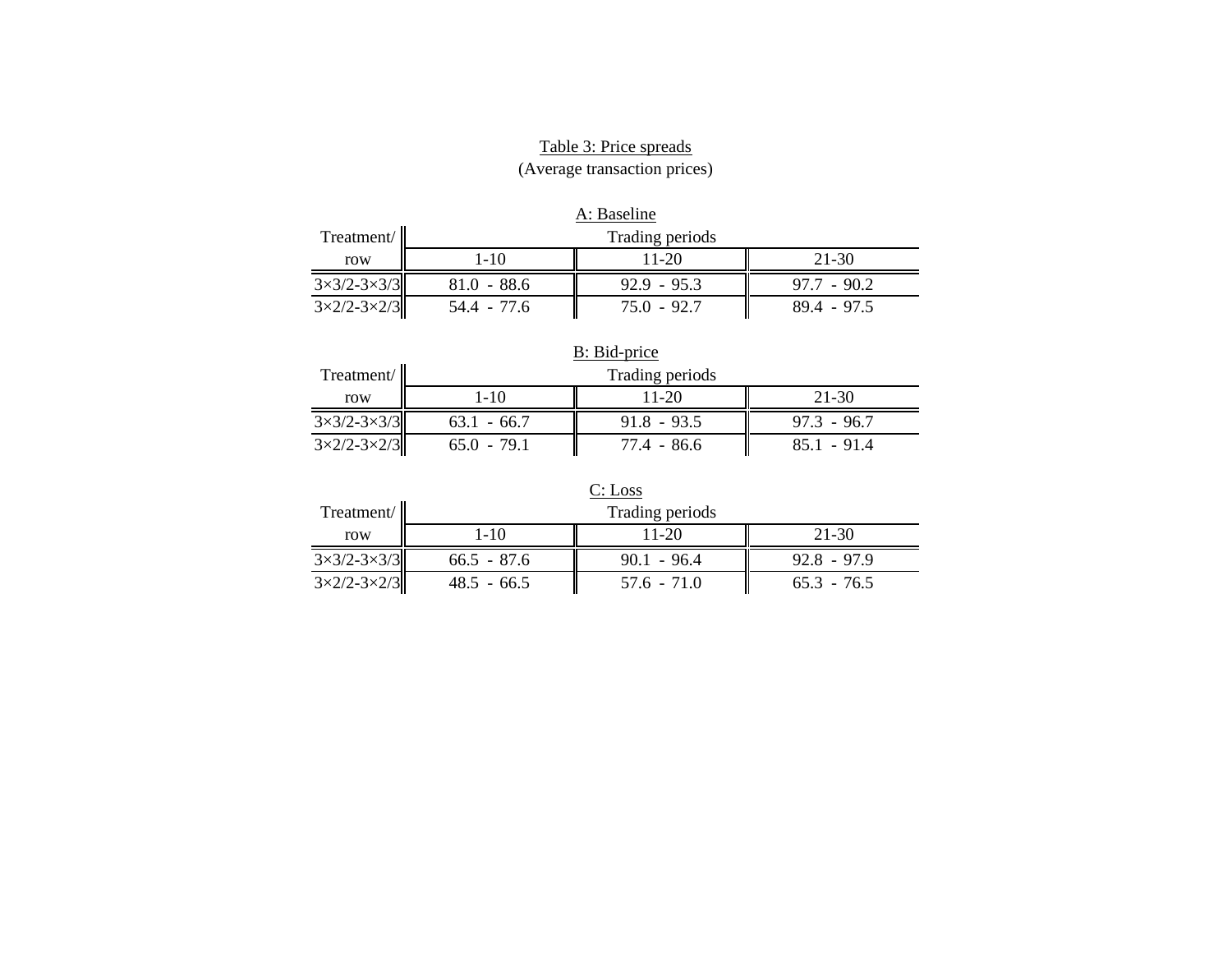Table 3: Price spreads
(Average transaction prices)

A: Baseline

| Treatment/ row | Trading periods | | |
|---|---|---|---|
| | 1-10 | 11-20 | 21-30 |
| 3×3/2-3×3/3 | 81.0 - 88.6 | 92.9 - 95.3 | 97.7 - 90.2 |
| 3×2/2-3×2/3 | 54.4 - 77.6 | 75.0 - 92.7 | 89.4 - 97.5 |

B: Bid-price

| Treatment/ row | Trading periods | | |
|---|---|---|---|
| | 1-10 | 11-20 | 21-30 |
| 3×3/2-3×3/3 | 63.1 - 66.7 | 91.8 - 93.5 | 97.3 - 96.7 |
| 3×2/2-3×2/3 | 65.0 - 79.1 | 77.4 - 86.6 | 85.1 - 91.4 |

C: Loss

| Treatment/ row | Trading periods | | |
|---|---|---|---|
| | 1-10 | 11-20 | 21-30 |
| 3×3/2-3×3/3 | 66.5 - 87.6 | 90.1 - 96.4 | 92.8 - 97.9 |
| 3×2/2-3×2/3 | 48.5 - 66.5 | 57.6 - 71.0 | 65.3 - 76.5 |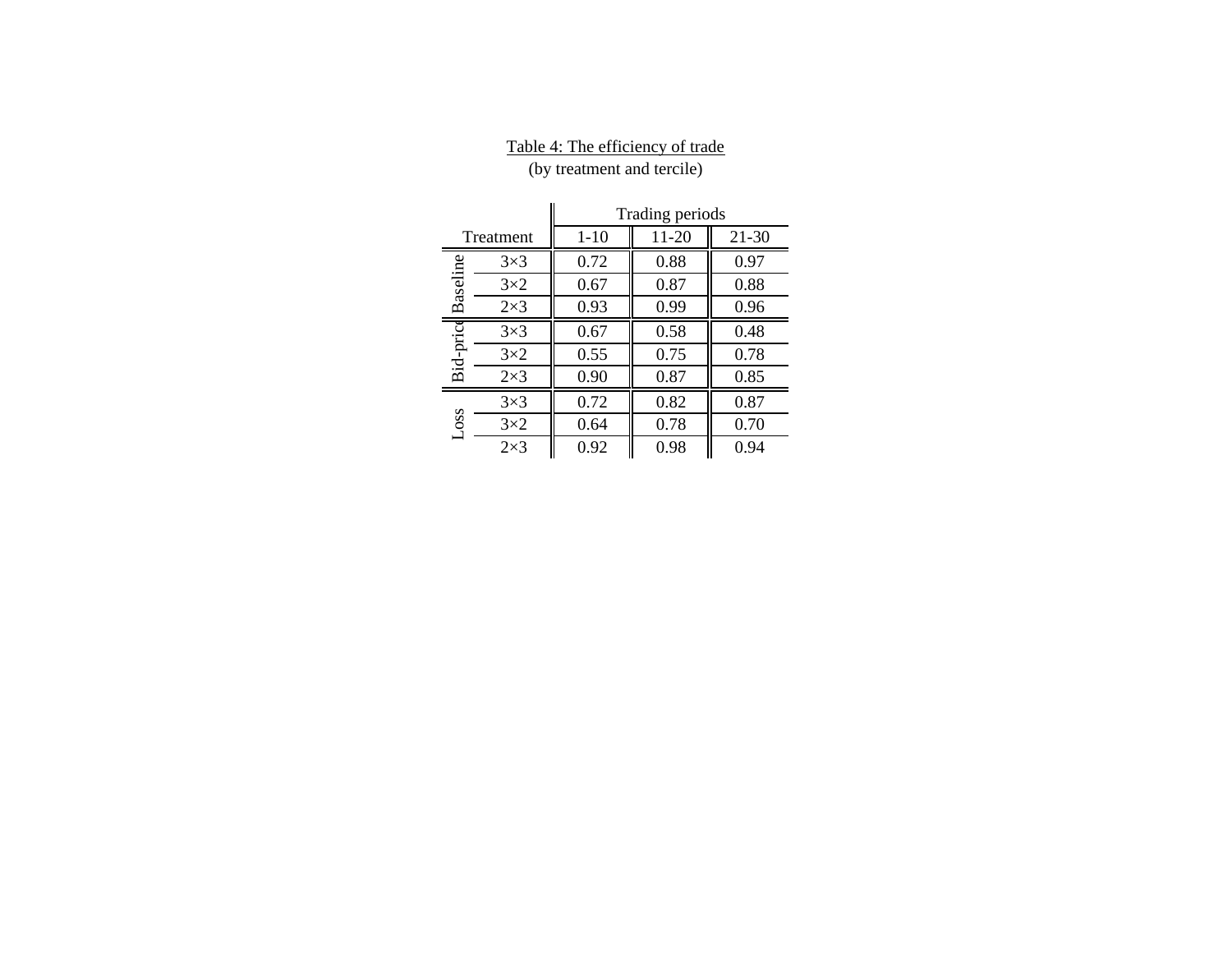Table 4: The efficiency of trade
(by treatment and tercile)

| Treatment | | Trading periods | | |
|---|---|---|---|---|
| | | 1-10 | 11-20 | 21-30 |
| Baseline | 3×3 | 0.72 | 0.88 | 0.97 |
| | 3×2 | 0.67 | 0.87 | 0.88 |
| | 2×3 | 0.93 | 0.99 | 0.96 |
| Bid-price | 3×3 | 0.67 | 0.58 | 0.48 |
| | 3×2 | 0.55 | 0.75 | 0.78 |
| | 2×3 | 0.90 | 0.87 | 0.85 |
| Loss | 3×3 | 0.72 | 0.82 | 0.87 |
| | 3×2 | 0.64 | 0.78 | 0.70 |
| | 2×3 | 0.92 | 0.98 | 0.94 |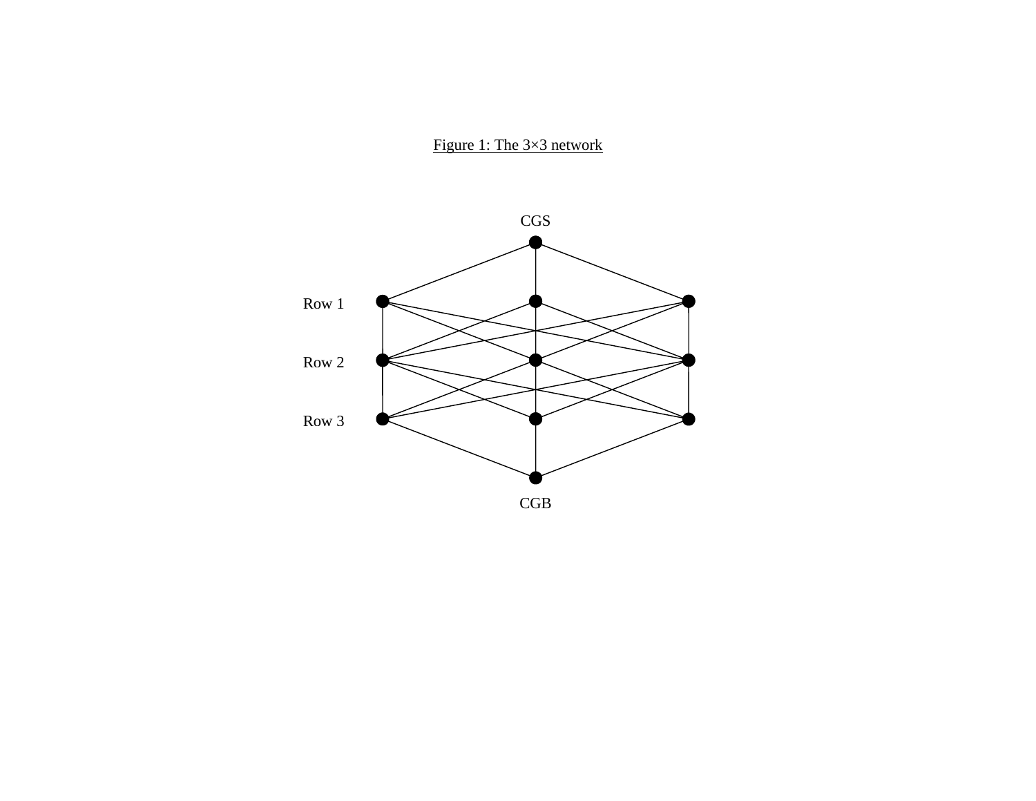Figure 1: The 3×3 network

CGS

Row 1

Row 2

Row 3

CGB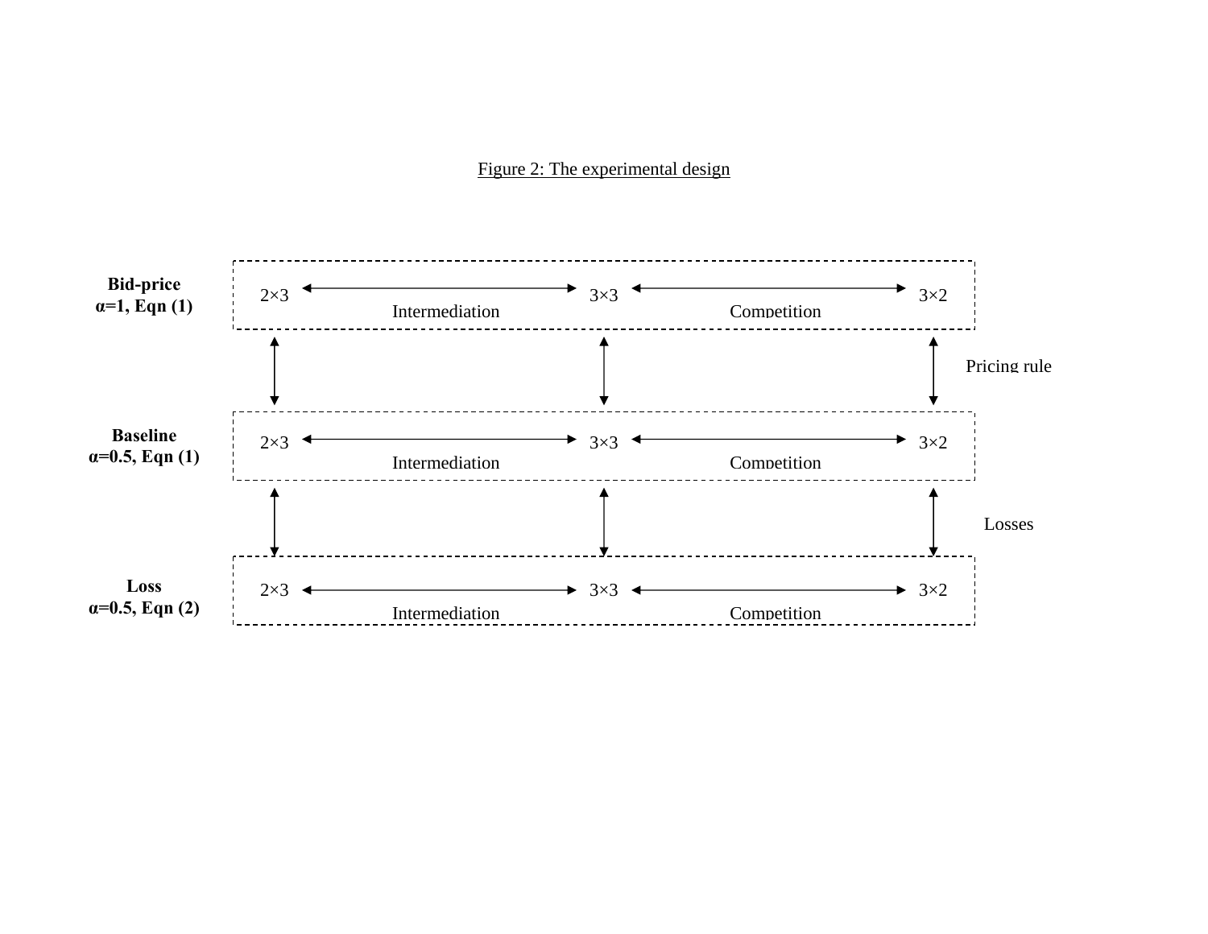Figure 2: The experimental design

**Bid-price**
**$\alpha$=1, Eqn (1)**

2×3 ⟷ 3×3 ⟷ 3×2

Intermediation | Competition

Pricing rule

**Baseline**
**$\alpha$=0.5, Eqn (1)**

2×3 ⟷ 3×3 ⟷ 3×2

Intermediation | Competition

Losses

**Loss**
**$\alpha$=0.5, Eqn (2)**

2×3 ⟷ 3×3 ⟷ 3×2

Intermediation | Competition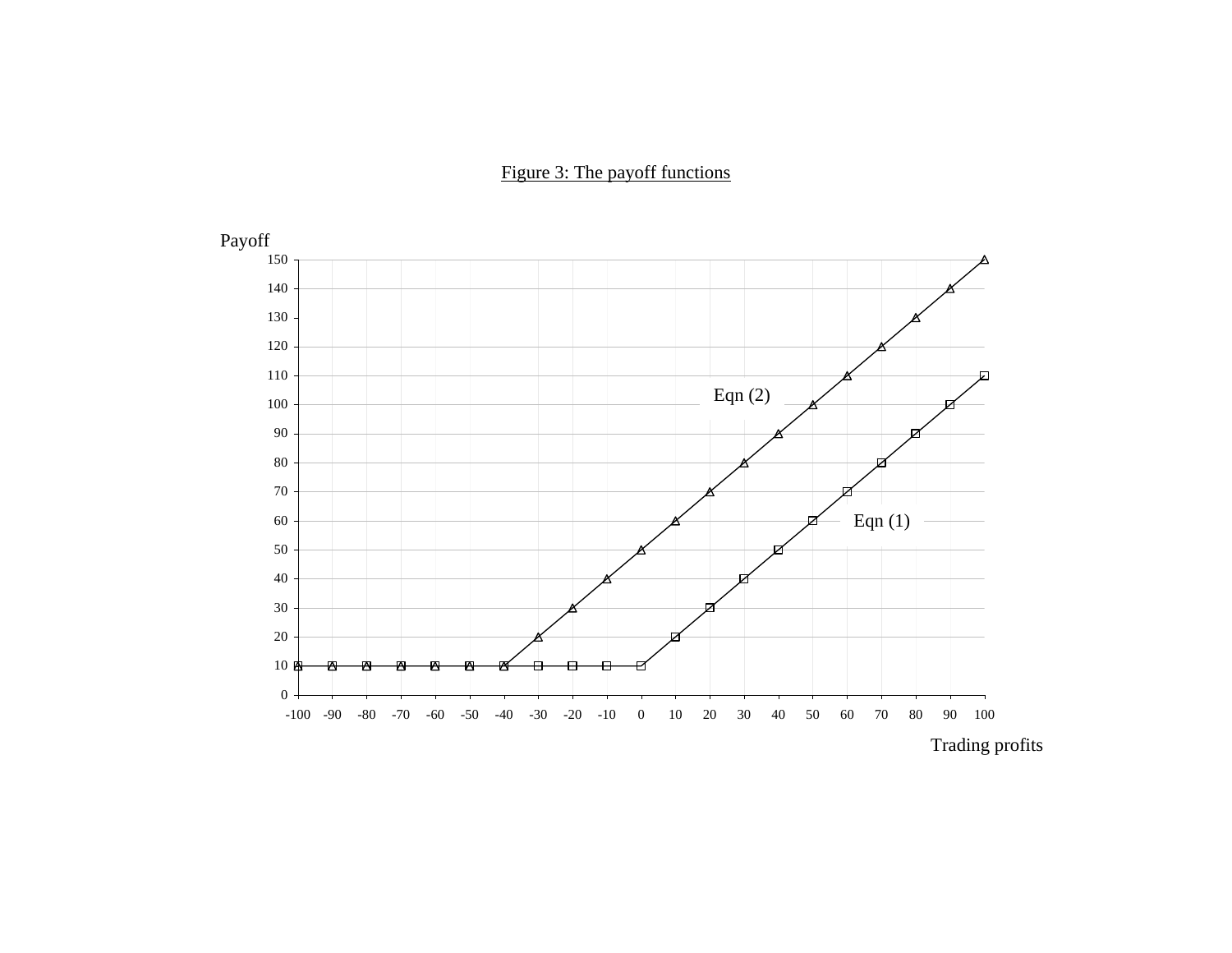Figure 3: The payoff functions

Payoff

150
140
130
120
110
100
90
80
70
60
50
40
30
20
10
0

Eqn (2)

Eqn (1)

-100 -90 -80 -70 -60 -50 -40 -30 -20 -10 0 10 20 30 40 50 60 70 80 90 100

Trading profits